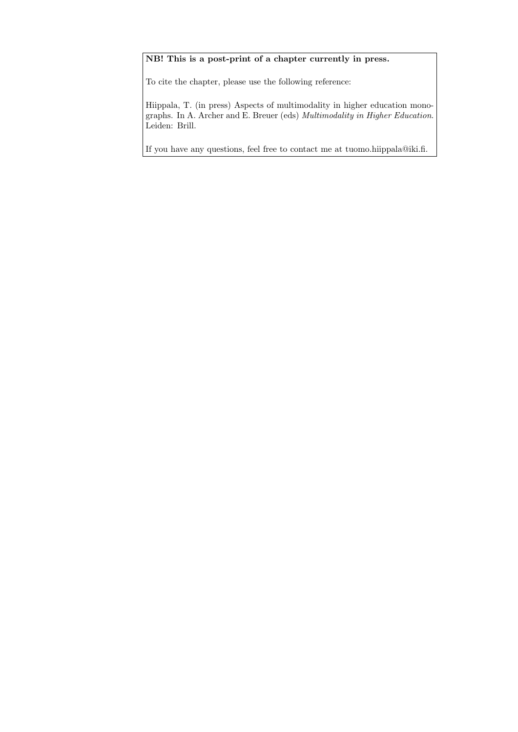**NB! This is a post-print of a chapter currently in press.**

To cite the chapter, please use the following reference:

Hiippala, T. (in press) Aspects of multimodality in higher education monographs. In A. Archer and E. Breuer (eds) *Multimodality in Higher Education*. Leiden: Brill.

If you have any questions, feel free to contact me at tuomo.hiippala@iki.fi.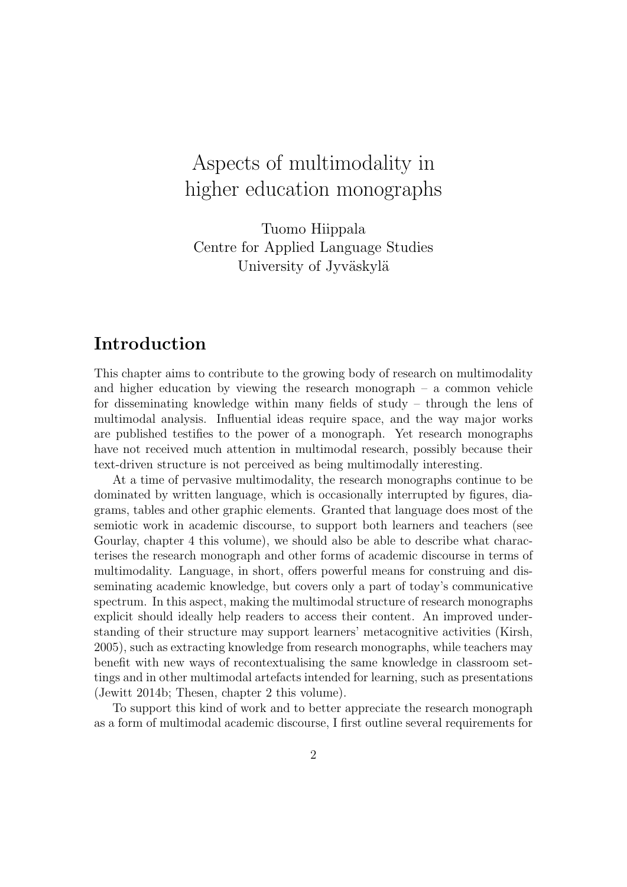# Aspects of multimodality in higher education monographs

Tuomo Hiippala
Centre for Applied Language Studies
University of Jyväskylä

## Introduction

This chapter aims to contribute to the growing body of research on multimodality and higher education by viewing the research monograph – a common vehicle for disseminating knowledge within many fields of study – through the lens of multimodal analysis. Influential ideas require space, and the way major works are published testifies to the power of a monograph. Yet research monographs have not received much attention in multimodal research, possibly because their text-driven structure is not perceived as being multimodally interesting.

At a time of pervasive multimodality, the research monographs continue to be dominated by written language, which is occasionally interrupted by figures, diagrams, tables and other graphic elements. Granted that language does most of the semiotic work in academic discourse, to support both learners and teachers (see Gourlay, chapter 4 this volume), we should also be able to describe what characterises the research monograph and other forms of academic discourse in terms of multimodality. Language, in short, offers powerful means for construing and disseminating academic knowledge, but covers only a part of today's communicative spectrum. In this aspect, making the multimodal structure of research monographs explicit should ideally help readers to access their content. An improved understanding of their structure may support learners' metacognitive activities (Kirsh, 2005), such as extracting knowledge from research monographs, while teachers may benefit with new ways of recontextualising the same knowledge in classroom settings and in other multimodal artefacts intended for learning, such as presentations (Jewitt 2014b; Thesen, chapter 2 this volume).

To support this kind of work and to better appreciate the research monograph as a form of multimodal academic discourse, I first outline several requirements for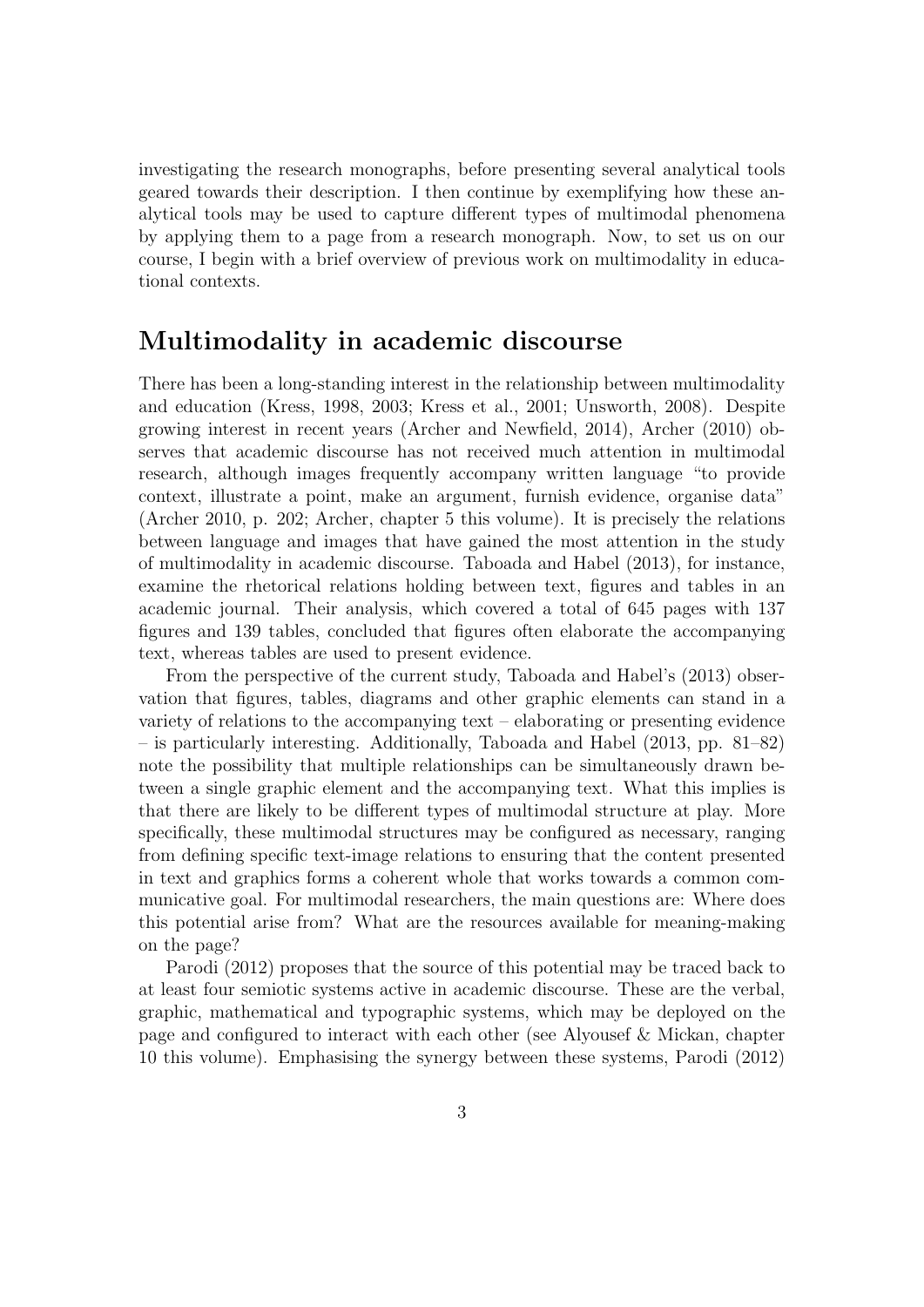investigating the research monographs, before presenting several analytical tools geared towards their description. I then continue by exemplifying how these analytical tools may be used to capture different types of multimodal phenomena by applying them to a page from a research monograph. Now, to set us on our course, I begin with a brief overview of previous work on multimodality in educational contexts.

## Multimodality in academic discourse

There has been a long-standing interest in the relationship between multimodality and education (Kress, 1998, 2003; Kress et al., 2001; Unsworth, 2008). Despite growing interest in recent years (Archer and Newfield, 2014), Archer (2010) observes that academic discourse has not received much attention in multimodal research, although images frequently accompany written language "to provide context, illustrate a point, make an argument, furnish evidence, organise data" (Archer 2010, p. 202; Archer, chapter 5 this volume). It is precisely the relations between language and images that have gained the most attention in the study of multimodality in academic discourse. Taboada and Habel (2013), for instance, examine the rhetorical relations holding between text, figures and tables in an academic journal. Their analysis, which covered a total of 645 pages with 137 figures and 139 tables, concluded that figures often elaborate the accompanying text, whereas tables are used to present evidence.

From the perspective of the current study, Taboada and Habel's (2013) observation that figures, tables, diagrams and other graphic elements can stand in a variety of relations to the accompanying text – elaborating or presenting evidence – is particularly interesting. Additionally, Taboada and Habel (2013, pp. 81–82) note the possibility that multiple relationships can be simultaneously drawn between a single graphic element and the accompanying text. What this implies is that there are likely to be different types of multimodal structure at play. More specifically, these multimodal structures may be configured as necessary, ranging from defining specific text-image relations to ensuring that the content presented in text and graphics forms a coherent whole that works towards a common communicative goal. For multimodal researchers, the main questions are: Where does this potential arise from? What are the resources available for meaning-making on the page?

Parodi (2012) proposes that the source of this potential may be traced back to at least four semiotic systems active in academic discourse. These are the verbal, graphic, mathematical and typographic systems, which may be deployed on the page and configured to interact with each other (see Alyousef & Mickan, chapter 10 this volume). Emphasising the synergy between these systems, Parodi (2012)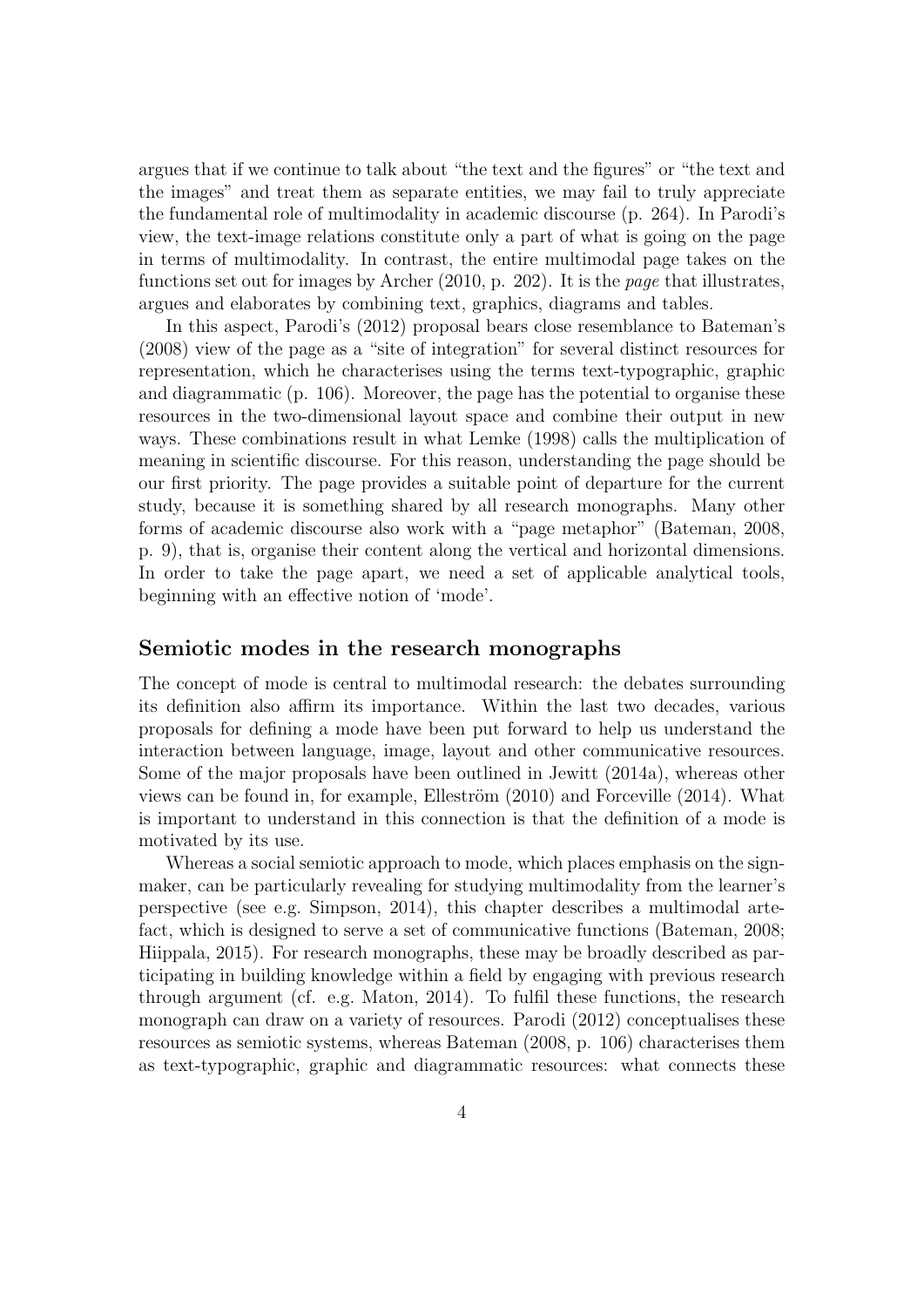argues that if we continue to talk about "the text and the figures" or "the text and the images" and treat them as separate entities, we may fail to truly appreciate the fundamental role of multimodality in academic discourse (p. 264). In Parodi's view, the text-image relations constitute only a part of what is going on the page in terms of multimodality. In contrast, the entire multimodal page takes on the functions set out for images by Archer (2010, p. 202). It is the *page* that illustrates, argues and elaborates by combining text, graphics, diagrams and tables.

In this aspect, Parodi's (2012) proposal bears close resemblance to Bateman's (2008) view of the page as a "site of integration" for several distinct resources for representation, which he characterises using the terms text-typographic, graphic and diagrammatic (p. 106). Moreover, the page has the potential to organise these resources in the two-dimensional layout space and combine their output in new ways. These combinations result in what Lemke (1998) calls the multiplication of meaning in scientific discourse. For this reason, understanding the page should be our first priority. The page provides a suitable point of departure for the current study, because it is something shared by all research monographs. Many other forms of academic discourse also work with a "page metaphor" (Bateman, 2008, p. 9), that is, organise their content along the vertical and horizontal dimensions. In order to take the page apart, we need a set of applicable analytical tools, beginning with an effective notion of 'mode'.

## Semiotic modes in the research monographs

The concept of mode is central to multimodal research: the debates surrounding its definition also affirm its importance. Within the last two decades, various proposals for defining a mode have been put forward to help us understand the interaction between language, image, layout and other communicative resources. Some of the major proposals have been outlined in Jewitt (2014a), whereas other views can be found in, for example, Elleström (2010) and Forceville (2014). What is important to understand in this connection is that the definition of a mode is motivated by its use.

Whereas a social semiotic approach to mode, which places emphasis on the sign-maker, can be particularly revealing for studying multimodality from the learner's perspective (see e.g. Simpson, 2014), this chapter describes a multimodal artefact, which is designed to serve a set of communicative functions (Bateman, 2008; Hiippala, 2015). For research monographs, these may be broadly described as participating in building knowledge within a field by engaging with previous research through argument (cf. e.g. Maton, 2014). To fulfil these functions, the research monograph can draw on a variety of resources. Parodi (2012) conceptualises these resources as semiotic systems, whereas Bateman (2008, p. 106) characterises them as text-typographic, graphic and diagrammatic resources: what connects these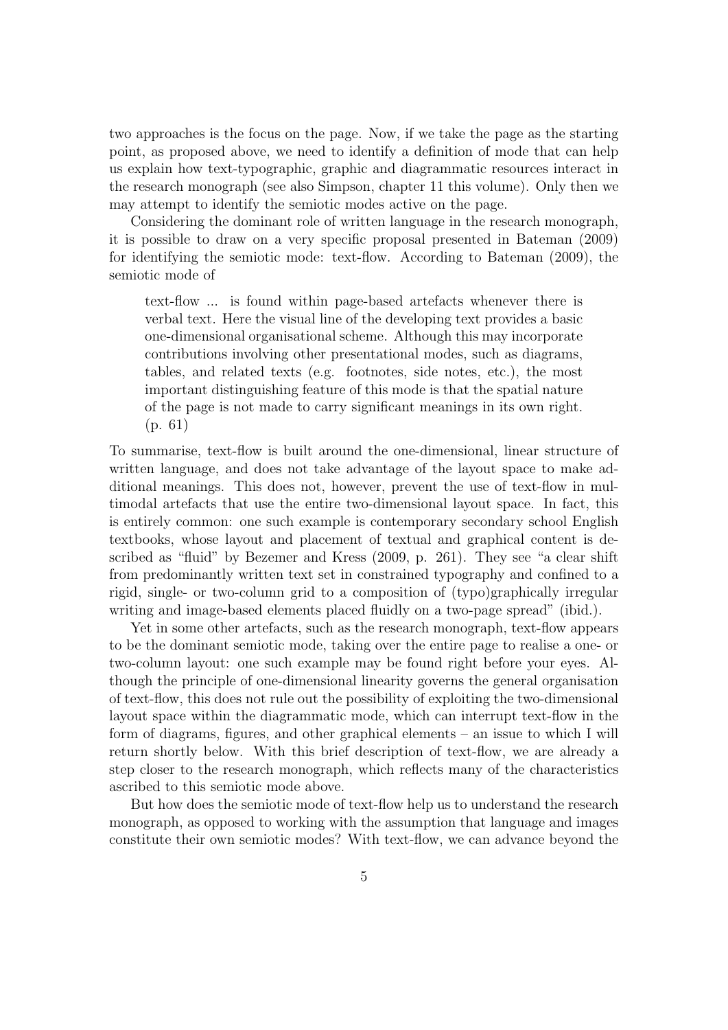two approaches is the focus on the page. Now, if we take the page as the starting point, as proposed above, we need to identify a definition of mode that can help us explain how text-typographic, graphic and diagrammatic resources interact in the research monograph (see also Simpson, chapter 11 this volume). Only then we may attempt to identify the semiotic modes active on the page.

Considering the dominant role of written language in the research monograph, it is possible to draw on a very specific proposal presented in Bateman (2009) for identifying the semiotic mode: text-flow. According to Bateman (2009), the semiotic mode of

> text-flow ... is found within page-based artefacts whenever there is verbal text. Here the visual line of the developing text provides a basic one-dimensional organisational scheme. Although this may incorporate contributions involving other presentational modes, such as diagrams, tables, and related texts (e.g. footnotes, side notes, etc.), the most important distinguishing feature of this mode is that the spatial nature of the page is not made to carry significant meanings in its own right. (p. 61)

To summarise, text-flow is built around the one-dimensional, linear structure of written language, and does not take advantage of the layout space to make additional meanings. This does not, however, prevent the use of text-flow in multimodal artefacts that use the entire two-dimensional layout space. In fact, this is entirely common: one such example is contemporary secondary school English textbooks, whose layout and placement of textual and graphical content is described as "fluid" by Bezemer and Kress (2009, p. 261). They see "a clear shift from predominantly written text set in constrained typography and confined to a rigid, single- or two-column grid to a composition of (typo)graphically irregular writing and image-based elements placed fluidly on a two-page spread" (ibid.).

Yet in some other artefacts, such as the research monograph, text-flow appears to be the dominant semiotic mode, taking over the entire page to realise a one- or two-column layout: one such example may be found right before your eyes. Although the principle of one-dimensional linearity governs the general organisation of text-flow, this does not rule out the possibility of exploiting the two-dimensional layout space within the diagrammatic mode, which can interrupt text-flow in the form of diagrams, figures, and other graphical elements – an issue to which I will return shortly below. With this brief description of text-flow, we are already a step closer to the research monograph, which reflects many of the characteristics ascribed to this semiotic mode above.

But how does the semiotic mode of text-flow help us to understand the research monograph, as opposed to working with the assumption that language and images constitute their own semiotic modes? With text-flow, we can advance beyond the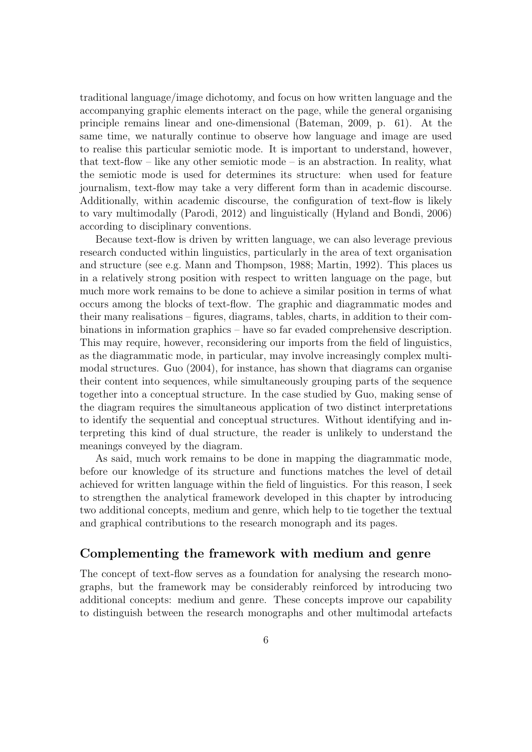traditional language/image dichotomy, and focus on how written language and the accompanying graphic elements interact on the page, while the general organising principle remains linear and one-dimensional (Bateman, 2009, p. 61). At the same time, we naturally continue to observe how language and image are used to realise this particular semiotic mode. It is important to understand, however, that text-flow – like any other semiotic mode – is an abstraction. In reality, what the semiotic mode is used for determines its structure: when used for feature journalism, text-flow may take a very different form than in academic discourse. Additionally, within academic discourse, the configuration of text-flow is likely to vary multimodally (Parodi, 2012) and linguistically (Hyland and Bondi, 2006) according to disciplinary conventions.

Because text-flow is driven by written language, we can also leverage previous research conducted within linguistics, particularly in the area of text organisation and structure (see e.g. Mann and Thompson, 1988; Martin, 1992). This places us in a relatively strong position with respect to written language on the page, but much more work remains to be done to achieve a similar position in terms of what occurs among the blocks of text-flow. The graphic and diagrammatic modes and their many realisations – figures, diagrams, tables, charts, in addition to their combinations in information graphics – have so far evaded comprehensive description. This may require, however, reconsidering our imports from the field of linguistics, as the diagrammatic mode, in particular, may involve increasingly complex multimodal structures. Guo (2004), for instance, has shown that diagrams can organise their content into sequences, while simultaneously grouping parts of the sequence together into a conceptual structure. In the case studied by Guo, making sense of the diagram requires the simultaneous application of two distinct interpretations to identify the sequential and conceptual structures. Without identifying and interpreting this kind of dual structure, the reader is unlikely to understand the meanings conveyed by the diagram.

As said, much work remains to be done in mapping the diagrammatic mode, before our knowledge of its structure and functions matches the level of detail achieved for written language within the field of linguistics. For this reason, I seek to strengthen the analytical framework developed in this chapter by introducing two additional concepts, medium and genre, which help to tie together the textual and graphical contributions to the research monograph and its pages.

## Complementing the framework with medium and genre

The concept of text-flow serves as a foundation for analysing the research monographs, but the framework may be considerably reinforced by introducing two additional concepts: medium and genre. These concepts improve our capability to distinguish between the research monographs and other multimodal artefacts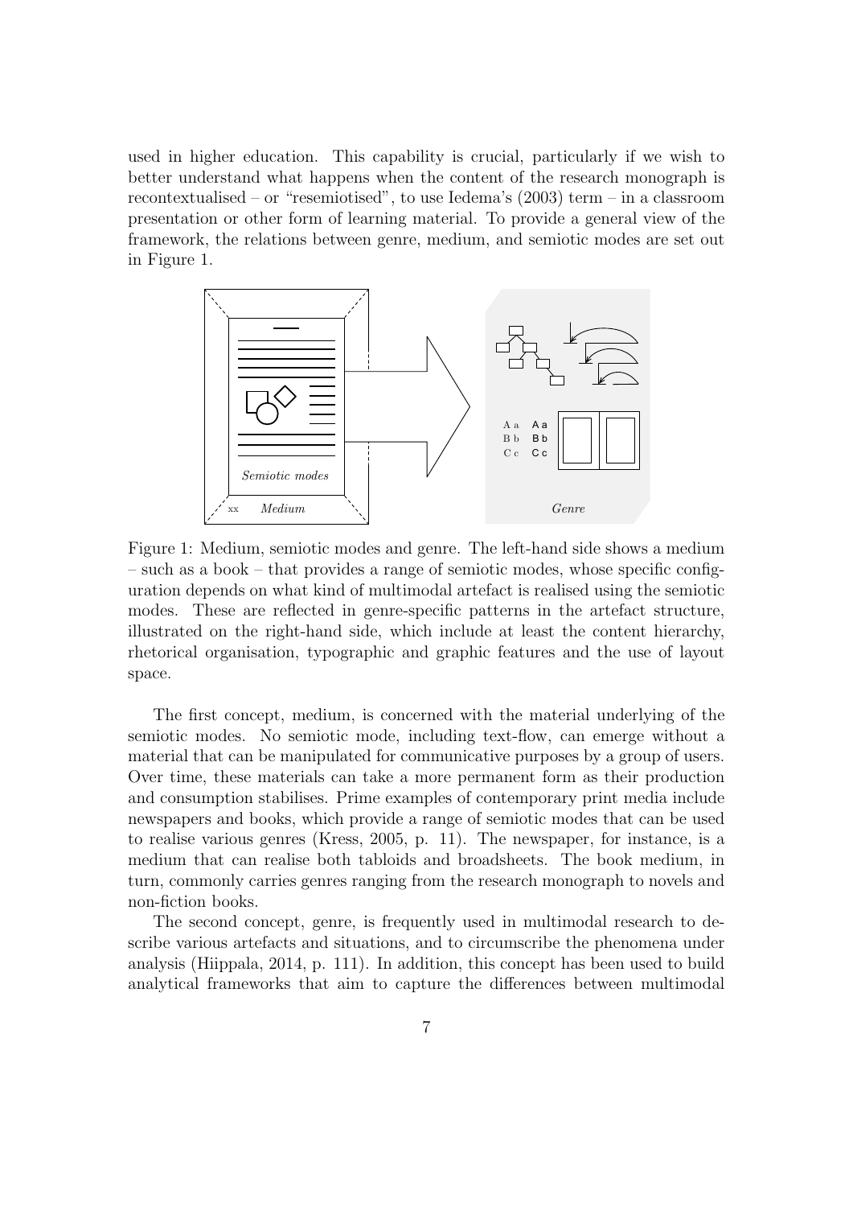used in higher education. This capability is crucial, particularly if we wish to better understand what happens when the content of the research monograph is recontextualised – or "resemiotised", to use Iedema's (2003) term – in a classroom presentation or other form of learning material. To provide a general view of the framework, the relations between genre, medium, and semiotic modes are set out in Figure 1.

Figure 1: Medium, semiotic modes and genre. The left-hand side shows a medium – such as a book – that provides a range of semiotic modes, whose specific configuration depends on what kind of multimodal artefact is realised using the semiotic modes. These are reflected in genre-specific patterns in the artefact structure, illustrated on the right-hand side, which include at least the content hierarchy, rhetorical organisation, typographic and graphic features and the use of layout space.

The first concept, medium, is concerned with the material underlying of the semiotic modes. No semiotic mode, including text-flow, can emerge without a material that can be manipulated for communicative purposes by a group of users. Over time, these materials can take a more permanent form as their production and consumption stabilises. Prime examples of contemporary print media include newspapers and books, which provide a range of semiotic modes that can be used to realise various genres (Kress, 2005, p. 11). The newspaper, for instance, is a medium that can realise both tabloids and broadsheets. The book medium, in turn, commonly carries genres ranging from the research monograph to novels and non-fiction books.

The second concept, genre, is frequently used in multimodal research to describe various artefacts and situations, and to circumscribe the phenomena under analysis (Hiippala, 2014, p. 111). In addition, this concept has been used to build analytical frameworks that aim to capture the differences between multimodal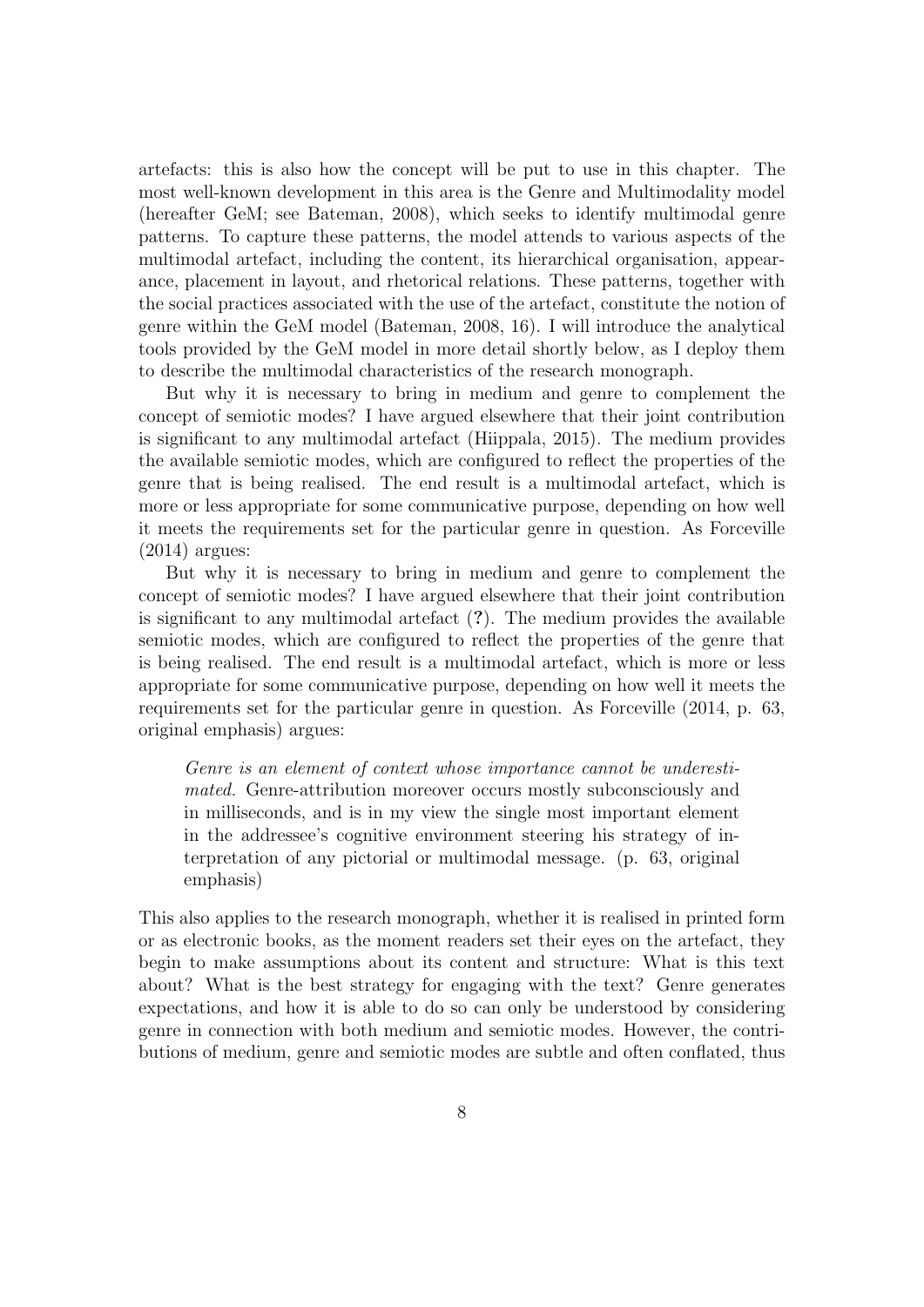artefacts: this is also how the concept will be put to use in this chapter. The most well-known development in this area is the Genre and Multimodality model (hereafter GeM; see Bateman, 2008), which seeks to identify multimodal genre patterns. To capture these patterns, the model attends to various aspects of the multimodal artefact, including the content, its hierarchical organisation, appearance, placement in layout, and rhetorical relations. These patterns, together with the social practices associated with the use of the artefact, constitute the notion of genre within the GeM model (Bateman, 2008, 16). I will introduce the analytical tools provided by the GeM model in more detail shortly below, as I deploy them to describe the multimodal characteristics of the research monograph.

But why it is necessary to bring in medium and genre to complement the concept of semiotic modes? I have argued elsewhere that their joint contribution is significant to any multimodal artefact (Hiippala, 2015). The medium provides the available semiotic modes, which are configured to reflect the properties of the genre that is being realised. The end result is a multimodal artefact, which is more or less appropriate for some communicative purpose, depending on how well it meets the requirements set for the particular genre in question. As Forceville (2014) argues:

But why it is necessary to bring in medium and genre to complement the concept of semiotic modes? I have argued elsewhere that their joint contribution is significant to any multimodal artefact (**?**). The medium provides the available semiotic modes, which are configured to reflect the properties of the genre that is being realised. The end result is a multimodal artefact, which is more or less appropriate for some communicative purpose, depending on how well it meets the requirements set for the particular genre in question. As Forceville (2014, p. 63, original emphasis) argues:

> *Genre is an element of context whose importance cannot be underestimated.* Genre-attribution moreover occurs mostly subconsciously and in milliseconds, and is in my view the single most important element in the addressee's cognitive environment steering his strategy of interpretation of any pictorial or multimodal message. (p. 63, original emphasis)

This also applies to the research monograph, whether it is realised in printed form or as electronic books, as the moment readers set their eyes on the artefact, they begin to make assumptions about its content and structure: What is this text about? What is the best strategy for engaging with the text? Genre generates expectations, and how it is able to do so can only be understood by considering genre in connection with both medium and semiotic modes. However, the contributions of medium, genre and semiotic modes are subtle and often conflated, thus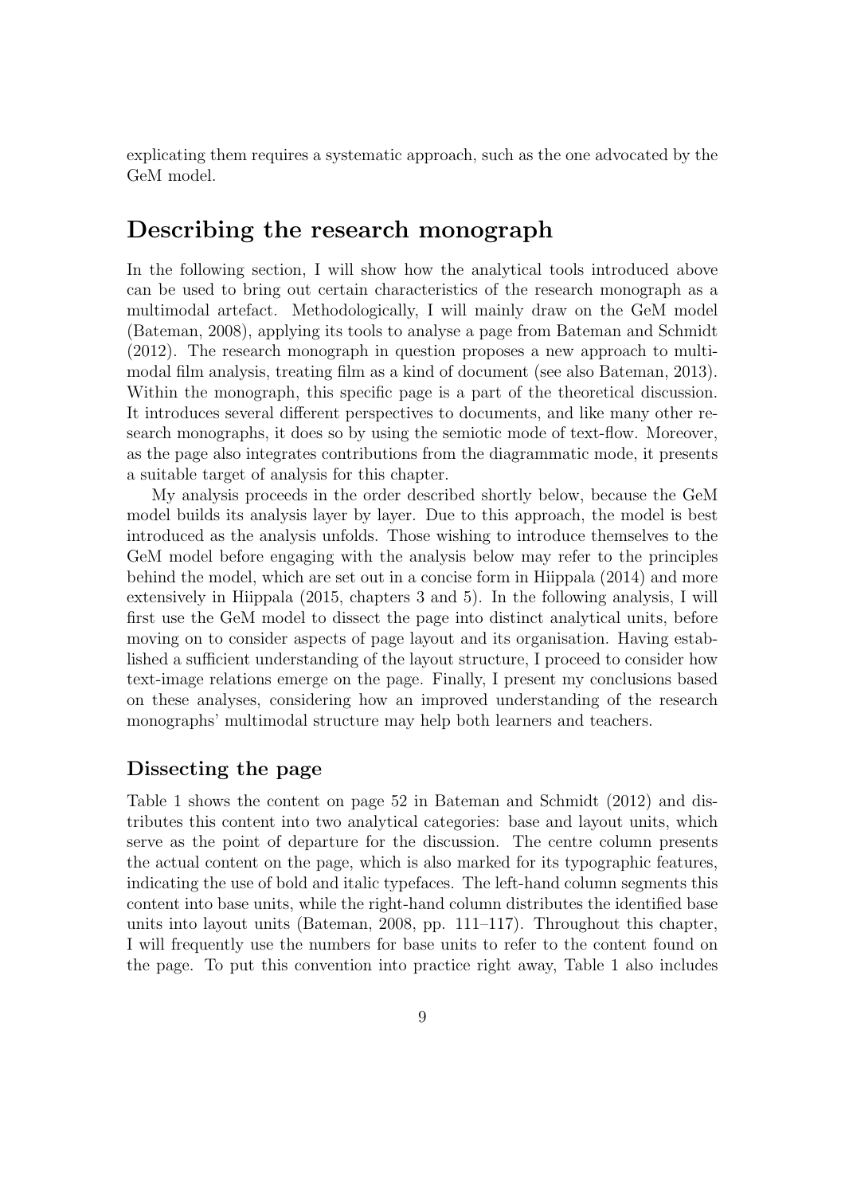explicating them requires a systematic approach, such as the one advocated by the GeM model.

## Describing the research monograph

In the following section, I will show how the analytical tools introduced above can be used to bring out certain characteristics of the research monograph as a multimodal artefact. Methodologically, I will mainly draw on the GeM model (Bateman, 2008), applying its tools to analyse a page from Bateman and Schmidt (2012). The research monograph in question proposes a new approach to multimodal film analysis, treating film as a kind of document (see also Bateman, 2013). Within the monograph, this specific page is a part of the theoretical discussion. It introduces several different perspectives to documents, and like many other research monographs, it does so by using the semiotic mode of text-flow. Moreover, as the page also integrates contributions from the diagrammatic mode, it presents a suitable target of analysis for this chapter.

My analysis proceeds in the order described shortly below, because the GeM model builds its analysis layer by layer. Due to this approach, the model is best introduced as the analysis unfolds. Those wishing to introduce themselves to the GeM model before engaging with the analysis below may refer to the principles behind the model, which are set out in a concise form in Hiippala (2014) and more extensively in Hiippala (2015, chapters 3 and 5). In the following analysis, I will first use the GeM model to dissect the page into distinct analytical units, before moving on to consider aspects of page layout and its organisation. Having established a sufficient understanding of the layout structure, I proceed to consider how text-image relations emerge on the page. Finally, I present my conclusions based on these analyses, considering how an improved understanding of the research monographs' multimodal structure may help both learners and teachers.

### Dissecting the page

Table 1 shows the content on page 52 in Bateman and Schmidt (2012) and distributes this content into two analytical categories: base and layout units, which serve as the point of departure for the discussion. The centre column presents the actual content on the page, which is also marked for its typographic features, indicating the use of bold and italic typefaces. The left-hand column segments this content into base units, while the right-hand column distributes the identified base units into layout units (Bateman, 2008, pp. 111–117). Throughout this chapter, I will frequently use the numbers for base units to refer to the content found on the page. To put this convention into practice right away, Table 1 also includes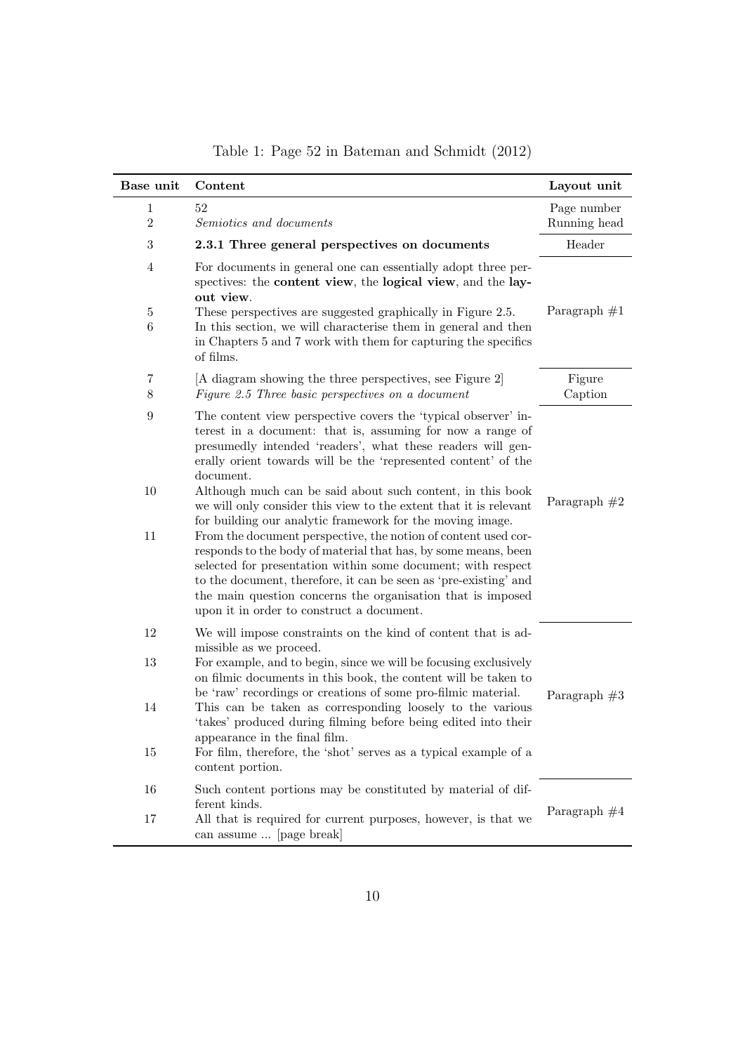Table 1: Page 52 in Bateman and Schmidt (2012)

| Base unit | Content | Layout unit |
|---|---|---|
| 1 | 52 | Page number |
| 2 | *Semiotics and documents* | Running head |
| 3 | **2.3.1 Three general perspectives on documents** | Header |
| 4 | For documents in general one can essentially adopt three perspectives: the **content view**, the **logical view**, and the **layout view**. | Paragraph #1 |
| 5 | These perspectives are suggested graphically in Figure 2.5. | |
| 6 | In this section, we will characterise them in general and then in Chapters 5 and 7 work with them for capturing the specifics of films. | |
| 7 | [A diagram showing the three perspectives, see Figure 2] | Figure |
| 8 | *Figure 2.5 Three basic perspectives on a document* | Caption |
| 9 | The content view perspective covers the 'typical observer' interest in a document: that is, assuming for now a range of presumedly intended 'readers', what these readers will generally orient towards will be the 'represented content' of the document. | Paragraph #2 |
| 10 | Although much can be said about such content, in this book we will only consider this view to the extent that it is relevant for building our analytic framework for the moving image. | |
| 11 | From the document perspective, the notion of content used corresponds to the body of material that has, by some means, been selected for presentation within some document; with respect to the document, therefore, it can be seen as 'pre-existing' and the main question concerns the organisation that is imposed upon it in order to construct a document. | |
| 12 | We will impose constraints on the kind of content that is admissible as we proceed. | Paragraph #3 |
| 13 | For example, and to begin, since we will be focusing exclusively on filmic documents in this book, the content will be taken to be 'raw' recordings or creations of some pro-filmic material. | |
| 14 | This can be taken as corresponding loosely to the various 'takes' produced during filming before being edited into their appearance in the final film. | |
| 15 | For film, therefore, the 'shot' serves as a typical example of a content portion. | |
| 16 | Such content portions may be constituted by material of different kinds. | Paragraph #4 |
| 17 | All that is required for current purposes, however, is that we can assume ... [page break] | |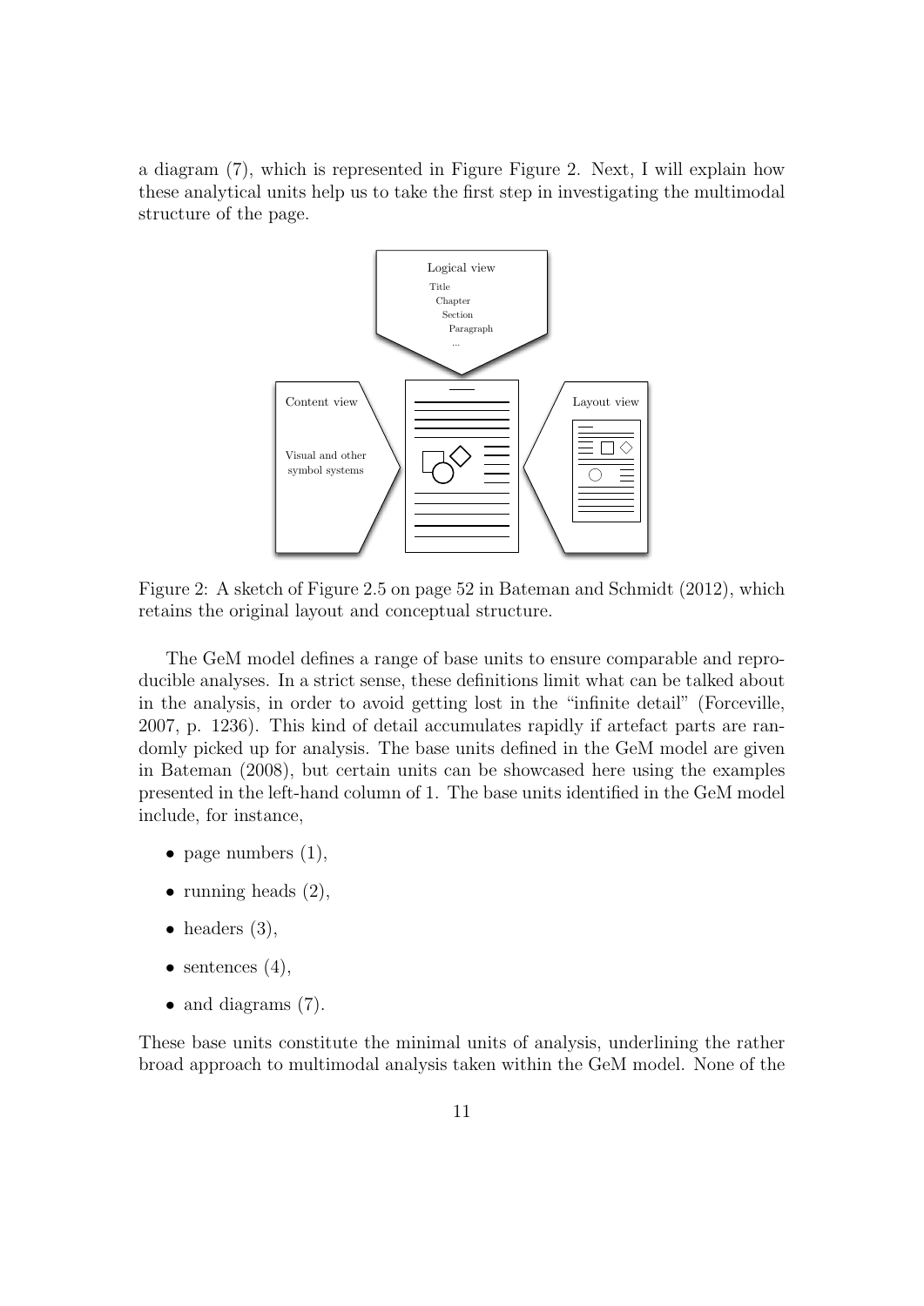a diagram (7), which is represented in Figure Figure 2. Next, I will explain how these analytical units help us to take the first step in investigating the multimodal structure of the page.

Figure 2: A sketch of Figure 2.5 on page 52 in Bateman and Schmidt (2012), which retains the original layout and conceptual structure.

The GeM model defines a range of base units to ensure comparable and reproducible analyses. In a strict sense, these definitions limit what can be talked about in the analysis, in order to avoid getting lost in the "infinite detail" (Forceville, 2007, p. 1236). This kind of detail accumulates rapidly if artefact parts are randomly picked up for analysis. The base units defined in the GeM model are given in Bateman (2008), but certain units can be showcased here using the examples presented in the left-hand column of 1. The base units identified in the GeM model include, for instance,

- page numbers (1),
- running heads (2),
- headers (3),
- sentences (4),
- and diagrams (7).

These base units constitute the minimal units of analysis, underlining the rather broad approach to multimodal analysis taken within the GeM model. None of the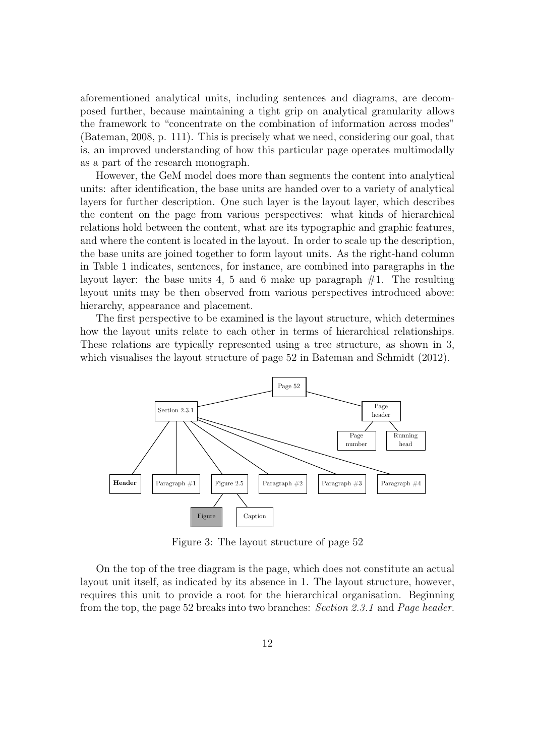aforementioned analytical units, including sentences and diagrams, are decomposed further, because maintaining a tight grip on analytical granularity allows the framework to "concentrate on the combination of information across modes" (Bateman, 2008, p. 111). This is precisely what we need, considering our goal, that is, an improved understanding of how this particular page operates multimodally as a part of the research monograph.

However, the GeM model does more than segments the content into analytical units: after identification, the base units are handed over to a variety of analytical layers for further description. One such layer is the layout layer, which describes the content on the page from various perspectives: what kinds of hierarchical relations hold between the content, what are its typographic and graphic features, and where the content is located in the layout. In order to scale up the description, the base units are joined together to form layout units. As the right-hand column in Table 1 indicates, sentences, for instance, are combined into paragraphs in the layout layer: the base units 4, 5 and 6 make up paragraph #1. The resulting layout units may be then observed from various perspectives introduced above: hierarchy, appearance and placement.

The first perspective to be examined is the layout structure, which determines how the layout units relate to each other in terms of hierarchical relationships. These relations are typically represented using a tree structure, as shown in 3, which visualises the layout structure of page 52 in Bateman and Schmidt (2012).

Page 52
- Section 2.3.1
  - **Header**
  - Paragraph #1
  - Figure 2.5
    - Figure
    - Caption
  - Paragraph #2
  - Paragraph #3
  - Paragraph #4
- Page header
  - Page number
  - Running head

Figure 3: The layout structure of page 52

On the top of the tree diagram is the page, which does not constitute an actual layout unit itself, as indicated by its absence in 1. The layout structure, however, requires this unit to provide a root for the hierarchical organisation. Beginning from the top, the page 52 breaks into two branches: *Section 2.3.1* and *Page header*.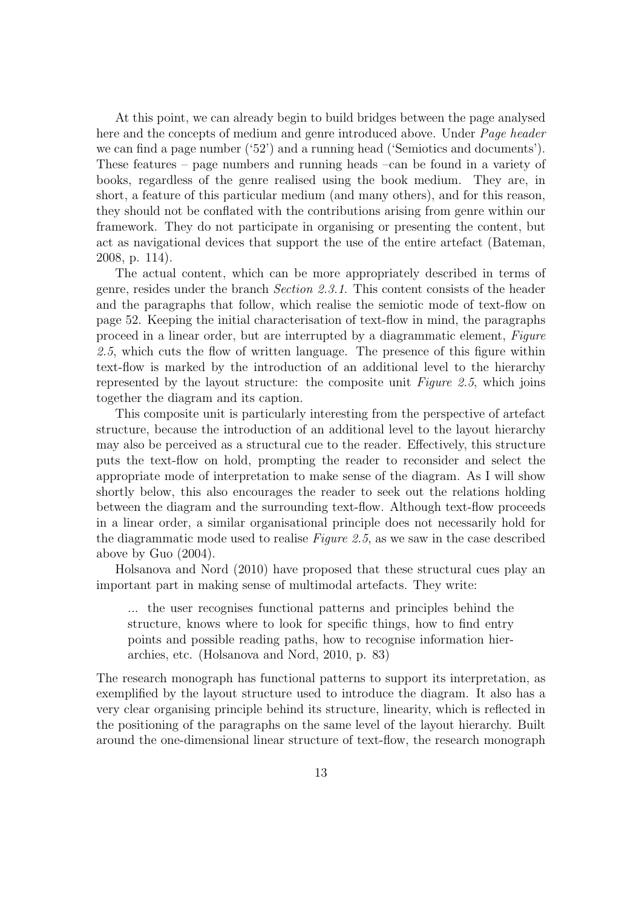At this point, we can already begin to build bridges between the page analysed here and the concepts of medium and genre introduced above. Under *Page header* we can find a page number ('52') and a running head ('Semiotics and documents'). These features – page numbers and running heads –can be found in a variety of books, regardless of the genre realised using the book medium. They are, in short, a feature of this particular medium (and many others), and for this reason, they should not be conflated with the contributions arising from genre within our framework. They do not participate in organising or presenting the content, but act as navigational devices that support the use of the entire artefact (Bateman, 2008, p. 114).

The actual content, which can be more appropriately described in terms of genre, resides under the branch *Section 2.3.1*. This content consists of the header and the paragraphs that follow, which realise the semiotic mode of text-flow on page 52. Keeping the initial characterisation of text-flow in mind, the paragraphs proceed in a linear order, but are interrupted by a diagrammatic element, *Figure 2.5*, which cuts the flow of written language. The presence of this figure within text-flow is marked by the introduction of an additional level to the hierarchy represented by the layout structure: the composite unit *Figure 2.5*, which joins together the diagram and its caption.

This composite unit is particularly interesting from the perspective of artefact structure, because the introduction of an additional level to the layout hierarchy may also be perceived as a structural cue to the reader. Effectively, this structure puts the text-flow on hold, prompting the reader to reconsider and select the appropriate mode of interpretation to make sense of the diagram. As I will show shortly below, this also encourages the reader to seek out the relations holding between the diagram and the surrounding text-flow. Although text-flow proceeds in a linear order, a similar organisational principle does not necessarily hold for the diagrammatic mode used to realise *Figure 2.5*, as we saw in the case described above by Guo (2004).

Holsanova and Nord (2010) have proposed that these structural cues play an important part in making sense of multimodal artefacts. They write:

> ... the user recognises functional patterns and principles behind the structure, knows where to look for specific things, how to find entry points and possible reading paths, how to recognise information hierarchies, etc. (Holsanova and Nord, 2010, p. 83)

The research monograph has functional patterns to support its interpretation, as exemplified by the layout structure used to introduce the diagram. It also has a very clear organising principle behind its structure, linearity, which is reflected in the positioning of the paragraphs on the same level of the layout hierarchy. Built around the one-dimensional linear structure of text-flow, the research monograph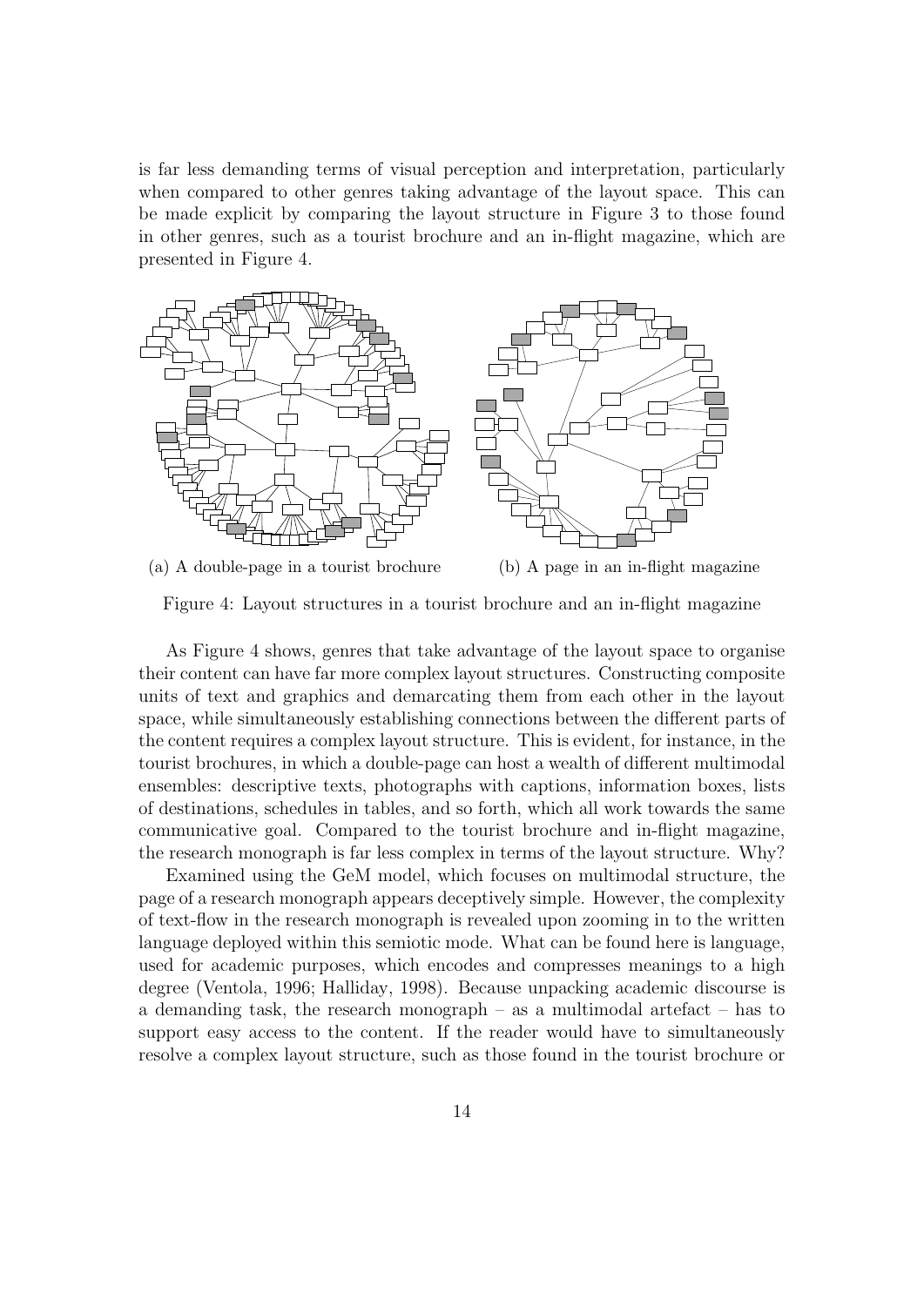is far less demanding terms of visual perception and interpretation, particularly when compared to other genres taking advantage of the layout space. This can be made explicit by comparing the layout structure in Figure 3 to those found in other genres, such as a tourist brochure and an in-flight magazine, which are presented in Figure 4.

(a) A double-page in a tourist brochure

(b) A page in an in-flight magazine

Figure 4: Layout structures in a tourist brochure and an in-flight magazine

As Figure 4 shows, genres that take advantage of the layout space to organise their content can have far more complex layout structures. Constructing composite units of text and graphics and demarcating them from each other in the layout space, while simultaneously establishing connections between the different parts of the content requires a complex layout structure. This is evident, for instance, in the tourist brochures, in which a double-page can host a wealth of different multimodal ensembles: descriptive texts, photographs with captions, information boxes, lists of destinations, schedules in tables, and so forth, which all work towards the same communicative goal. Compared to the tourist brochure and in-flight magazine, the research monograph is far less complex in terms of the layout structure. Why?

Examined using the GeM model, which focuses on multimodal structure, the page of a research monograph appears deceptively simple. However, the complexity of text-flow in the research monograph is revealed upon zooming in to the written language deployed within this semiotic mode. What can be found here is language, used for academic purposes, which encodes and compresses meanings to a high degree (Ventola, 1996; Halliday, 1998). Because unpacking academic discourse is a demanding task, the research monograph – as a multimodal artefact – has to support easy access to the content. If the reader would have to simultaneously resolve a complex layout structure, such as those found in the tourist brochure or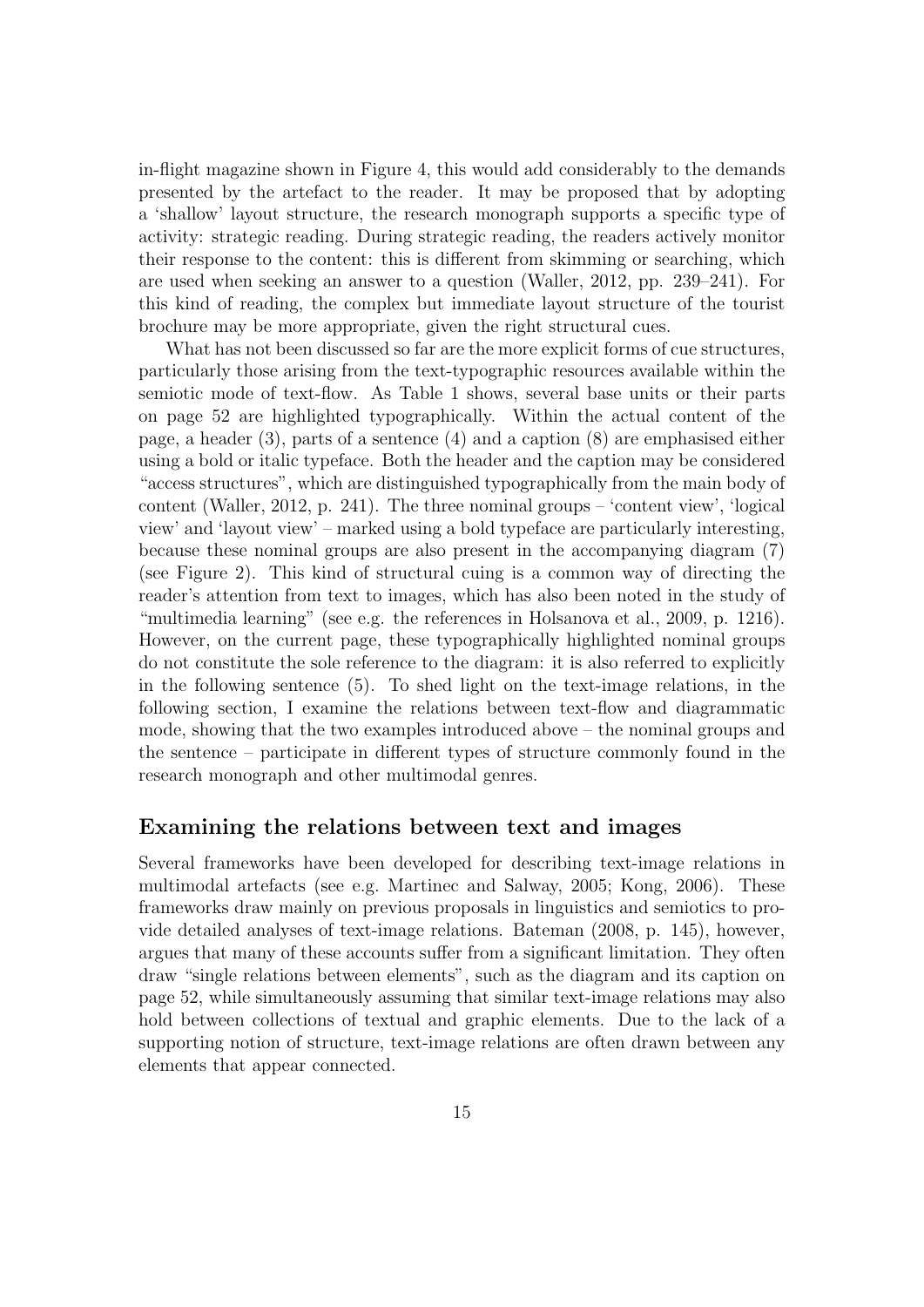in-flight magazine shown in Figure 4, this would add considerably to the demands presented by the artefact to the reader. It may be proposed that by adopting a 'shallow' layout structure, the research monograph supports a specific type of activity: strategic reading. During strategic reading, the readers actively monitor their response to the content: this is different from skimming or searching, which are used when seeking an answer to a question (Waller, 2012, pp. 239–241). For this kind of reading, the complex but immediate layout structure of the tourist brochure may be more appropriate, given the right structural cues.

What has not been discussed so far are the more explicit forms of cue structures, particularly those arising from the text-typographic resources available within the semiotic mode of text-flow. As Table 1 shows, several base units or their parts on page 52 are highlighted typographically. Within the actual content of the page, a header (3), parts of a sentence (4) and a caption (8) are emphasised either using a bold or italic typeface. Both the header and the caption may be considered "access structures", which are distinguished typographically from the main body of content (Waller, 2012, p. 241). The three nominal groups – 'content view', 'logical view' and 'layout view' – marked using a bold typeface are particularly interesting, because these nominal groups are also present in the accompanying diagram (7) (see Figure 2). This kind of structural cuing is a common way of directing the reader's attention from text to images, which has also been noted in the study of "multimedia learning" (see e.g. the references in Holsanova et al., 2009, p. 1216). However, on the current page, these typographically highlighted nominal groups do not constitute the sole reference to the diagram: it is also referred to explicitly in the following sentence (5). To shed light on the text-image relations, in the following section, I examine the relations between text-flow and diagrammatic mode, showing that the two examples introduced above – the nominal groups and the sentence – participate in different types of structure commonly found in the research monograph and other multimodal genres.

## Examining the relations between text and images

Several frameworks have been developed for describing text-image relations in multimodal artefacts (see e.g. Martinec and Salway, 2005; Kong, 2006). These frameworks draw mainly on previous proposals in linguistics and semiotics to provide detailed analyses of text-image relations. Bateman (2008, p. 145), however, argues that many of these accounts suffer from a significant limitation. They often draw "single relations between elements", such as the diagram and its caption on page 52, while simultaneously assuming that similar text-image relations may also hold between collections of textual and graphic elements. Due to the lack of a supporting notion of structure, text-image relations are often drawn between any elements that appear connected.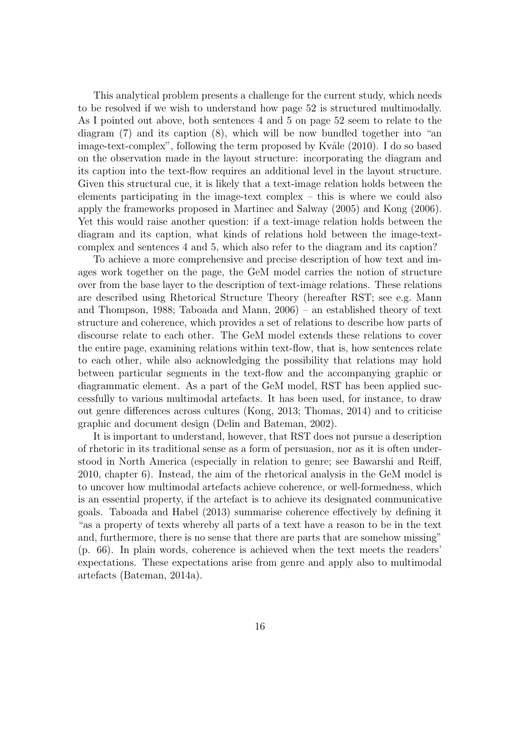This analytical problem presents a challenge for the current study, which needs to be resolved if we wish to understand how page 52 is structured multimodally. As I pointed out above, both sentences 4 and 5 on page 52 seem to relate to the diagram (7) and its caption (8), which will be now bundled together into "an image-text-complex", following the term proposed by Kvåle (2010). I do so based on the observation made in the layout structure: incorporating the diagram and its caption into the text-flow requires an additional level in the layout structure. Given this structural cue, it is likely that a text-image relation holds between the elements participating in the image-text complex – this is where we could also apply the frameworks proposed in Martinec and Salway (2005) and Kong (2006). Yet this would raise another question: if a text-image relation holds between the diagram and its caption, what kinds of relations hold between the image-text-complex and sentences 4 and 5, which also refer to the diagram and its caption?

To achieve a more comprehensive and precise description of how text and images work together on the page, the GeM model carries the notion of structure over from the base layer to the description of text-image relations. These relations are described using Rhetorical Structure Theory (hereafter RST; see e.g. Mann and Thompson, 1988; Taboada and Mann, 2006) – an established theory of text structure and coherence, which provides a set of relations to describe how parts of discourse relate to each other. The GeM model extends these relations to cover the entire page, examining relations within text-flow, that is, how sentences relate to each other, while also acknowledging the possibility that relations may hold between particular segments in the text-flow and the accompanying graphic or diagrammatic element. As a part of the GeM model, RST has been applied successfully to various multimodal artefacts. It has been used, for instance, to draw out genre differences across cultures (Kong, 2013; Thomas, 2014) and to criticise graphic and document design (Delin and Bateman, 2002).

It is important to understand, however, that RST does not pursue a description of rhetoric in its traditional sense as a form of persuasion, nor as it is often understood in North America (especially in relation to genre; see Bawarshi and Reiff, 2010, chapter 6). Instead, the aim of the rhetorical analysis in the GeM model is to uncover how multimodal artefacts achieve coherence, or well-formedness, which is an essential property, if the artefact is to achieve its designated communicative goals. Taboada and Habel (2013) summarise coherence effectively by defining it "as a property of texts whereby all parts of a text have a reason to be in the text and, furthermore, there is no sense that there are parts that are somehow missing" (p. 66). In plain words, coherence is achieved when the text meets the readers' expectations. These expectations arise from genre and apply also to multimodal artefacts (Bateman, 2014a).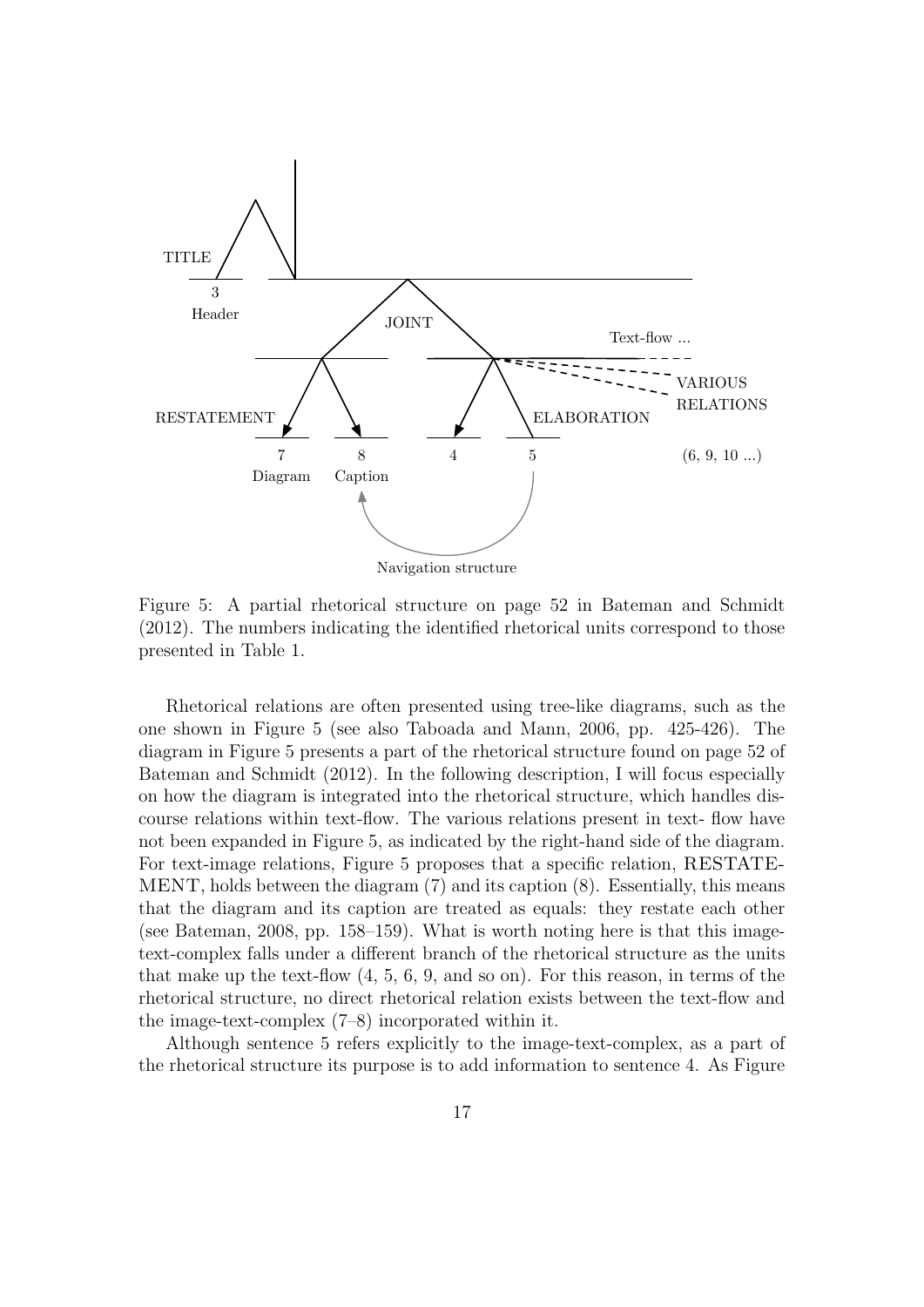Figure 5: A partial rhetorical structure on page 52 in Bateman and Schmidt (2012). The numbers indicating the identified rhetorical units correspond to those presented in Table 1.

Rhetorical relations are often presented using tree-like diagrams, such as the one shown in Figure 5 (see also Taboada and Mann, 2006, pp. 425-426). The diagram in Figure 5 presents a part of the rhetorical structure found on page 52 of Bateman and Schmidt (2012). In the following description, I will focus especially on how the diagram is integrated into the rhetorical structure, which handles discourse relations within text-flow. The various relations present in text- flow have not been expanded in Figure 5, as indicated by the right-hand side of the diagram. For text-image relations, Figure 5 proposes that a specific relation, RESTATEMENT, holds between the diagram (7) and its caption (8). Essentially, this means that the diagram and its caption are treated as equals: they restate each other (see Bateman, 2008, pp. 158–159). What is worth noting here is that this image-text-complex falls under a different branch of the rhetorical structure as the units that make up the text-flow (4, 5, 6, 9, and so on). For this reason, in terms of the rhetorical structure, no direct rhetorical relation exists between the text-flow and the image-text-complex (7–8) incorporated within it.

Although sentence 5 refers explicitly to the image-text-complex, as a part of the rhetorical structure its purpose is to add information to sentence 4. As Figure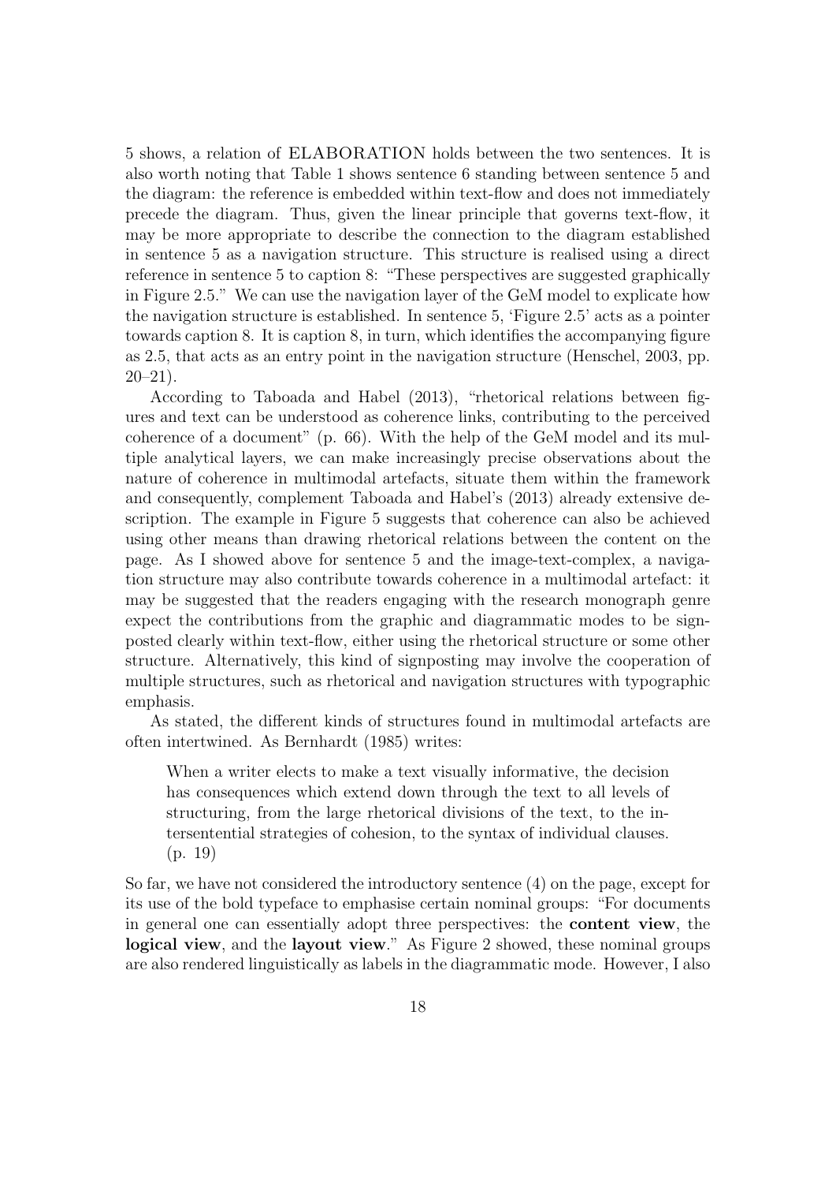5 shows, a relation of ELABORATION holds between the two sentences. It is also worth noting that Table 1 shows sentence 6 standing between sentence 5 and the diagram: the reference is embedded within text-flow and does not immediately precede the diagram. Thus, given the linear principle that governs text-flow, it may be more appropriate to describe the connection to the diagram established in sentence 5 as a navigation structure. This structure is realised using a direct reference in sentence 5 to caption 8: "These perspectives are suggested graphically in Figure 2.5." We can use the navigation layer of the GeM model to explicate how the navigation structure is established. In sentence 5, 'Figure 2.5' acts as a pointer towards caption 8. It is caption 8, in turn, which identifies the accompanying figure as 2.5, that acts as an entry point in the navigation structure (Henschel, 2003, pp. 20–21).

According to Taboada and Habel (2013), "rhetorical relations between figures and text can be understood as coherence links, contributing to the perceived coherence of a document" (p. 66). With the help of the GeM model and its multiple analytical layers, we can make increasingly precise observations about the nature of coherence in multimodal artefacts, situate them within the framework and consequently, complement Taboada and Habel's (2013) already extensive description. The example in Figure 5 suggests that coherence can also be achieved using other means than drawing rhetorical relations between the content on the page. As I showed above for sentence 5 and the image-text-complex, a navigation structure may also contribute towards coherence in a multimodal artefact: it may be suggested that the readers engaging with the research monograph genre expect the contributions from the graphic and diagrammatic modes to be signposted clearly within text-flow, either using the rhetorical structure or some other structure. Alternatively, this kind of signposting may involve the cooperation of multiple structures, such as rhetorical and navigation structures with typographic emphasis.

As stated, the different kinds of structures found in multimodal artefacts are often intertwined. As Bernhardt (1985) writes:

> When a writer elects to make a text visually informative, the decision has consequences which extend down through the text to all levels of structuring, from the large rhetorical divisions of the text, to the intersentential strategies of cohesion, to the syntax of individual clauses. (p. 19)

So far, we have not considered the introductory sentence (4) on the page, except for its use of the bold typeface to emphasise certain nominal groups: "For documents in general one can essentially adopt three perspectives: the **content view**, the **logical view**, and the **layout view**." As Figure 2 showed, these nominal groups are also rendered linguistically as labels in the diagrammatic mode. However, I also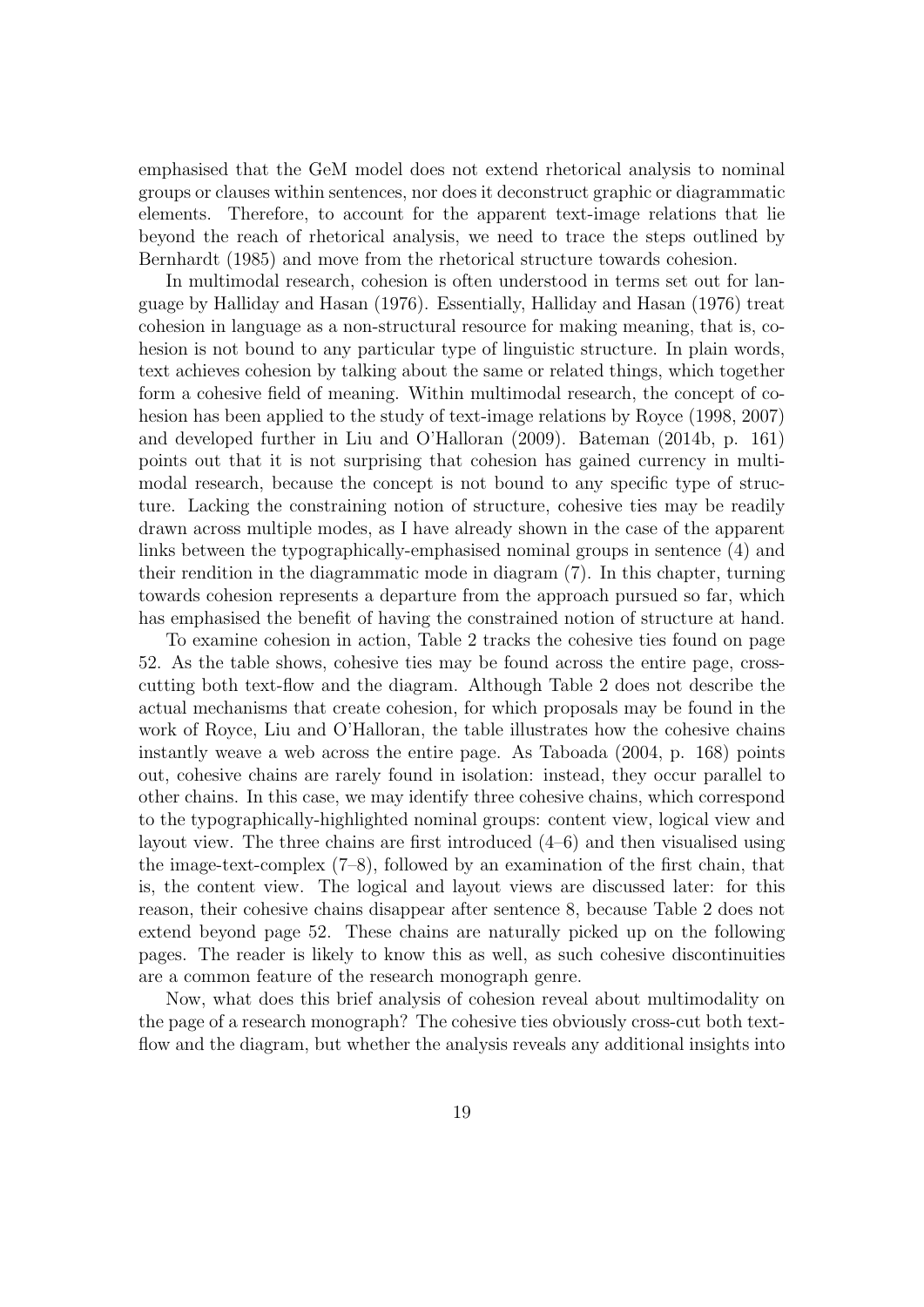emphasised that the GeM model does not extend rhetorical analysis to nominal groups or clauses within sentences, nor does it deconstruct graphic or diagrammatic elements. Therefore, to account for the apparent text-image relations that lie beyond the reach of rhetorical analysis, we need to trace the steps outlined by Bernhardt (1985) and move from the rhetorical structure towards cohesion.

In multimodal research, cohesion is often understood in terms set out for language by Halliday and Hasan (1976). Essentially, Halliday and Hasan (1976) treat cohesion in language as a non-structural resource for making meaning, that is, cohesion is not bound to any particular type of linguistic structure. In plain words, text achieves cohesion by talking about the same or related things, which together form a cohesive field of meaning. Within multimodal research, the concept of cohesion has been applied to the study of text-image relations by Royce (1998, 2007) and developed further in Liu and O'Halloran (2009). Bateman (2014b, p. 161) points out that it is not surprising that cohesion has gained currency in multimodal research, because the concept is not bound to any specific type of structure. Lacking the constraining notion of structure, cohesive ties may be readily drawn across multiple modes, as I have already shown in the case of the apparent links between the typographically-emphasised nominal groups in sentence (4) and their rendition in the diagrammatic mode in diagram (7). In this chapter, turning towards cohesion represents a departure from the approach pursued so far, which has emphasised the benefit of having the constrained notion of structure at hand.

To examine cohesion in action, Table 2 tracks the cohesive ties found on page 52. As the table shows, cohesive ties may be found across the entire page, cross-cutting both text-flow and the diagram. Although Table 2 does not describe the actual mechanisms that create cohesion, for which proposals may be found in the work of Royce, Liu and O'Halloran, the table illustrates how the cohesive chains instantly weave a web across the entire page. As Taboada (2004, p. 168) points out, cohesive chains are rarely found in isolation: instead, they occur parallel to other chains. In this case, we may identify three cohesive chains, which correspond to the typographically-highlighted nominal groups: content view, logical view and layout view. The three chains are first introduced (4–6) and then visualised using the image-text-complex (7–8), followed by an examination of the first chain, that is, the content view. The logical and layout views are discussed later: for this reason, their cohesive chains disappear after sentence 8, because Table 2 does not extend beyond page 52. These chains are naturally picked up on the following pages. The reader is likely to know this as well, as such cohesive discontinuities are a common feature of the research monograph genre.

Now, what does this brief analysis of cohesion reveal about multimodality on the page of a research monograph? The cohesive ties obviously cross-cut both text-flow and the diagram, but whether the analysis reveals any additional insights into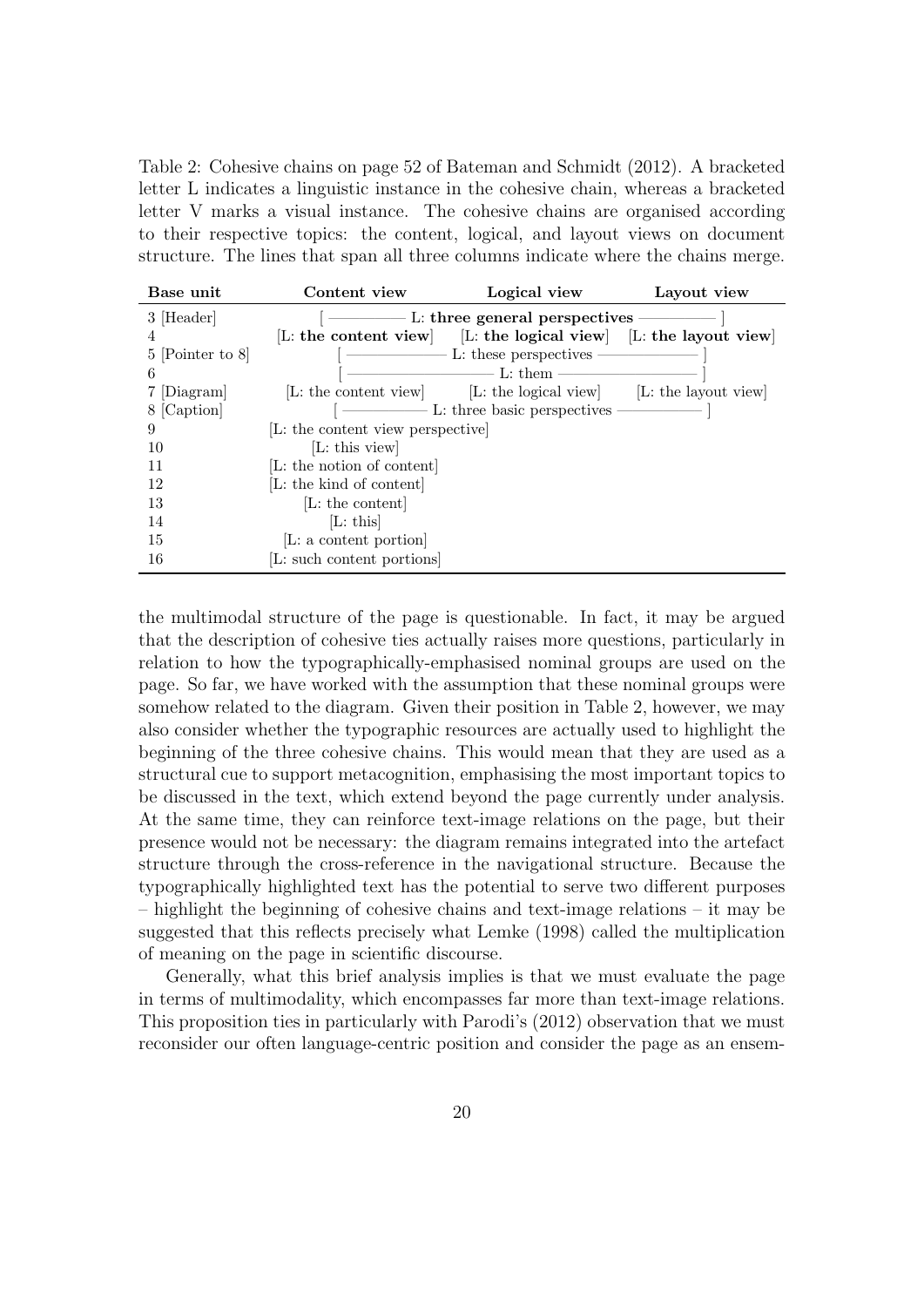Table 2: Cohesive chains on page 52 of Bateman and Schmidt (2012). A bracketed letter L indicates a linguistic instance in the cohesive chain, whereas a bracketed letter V marks a visual instance. The cohesive chains are organised according to their respective topics: the content, logical, and layout views on document structure. The lines that span all three columns indicate where the chains merge.

| Base unit | Content view | Logical view | Layout view |
|---|---|---|---|
| 3 [Header] | [ —— **L: three general perspectives** —— ] | | |
| 4 | [L: **the content view**] | [L: **the logical view**] | [L: **the layout view**] |
| 5 [Pointer to 8] | [ —— L: these perspectives —— ] | | |
| 6 | [ —— L: them —— ] | | |
| 7 [Diagram] | [L: the content view] | [L: the logical view] | [L: the layout view] |
| 8 [Caption] | [ —— L: three basic perspectives —— ] | | |
| 9 | [L: the content view perspective] | | |
| 10 | [L: this view] | | |
| 11 | [L: the notion of content] | | |
| 12 | [L: the kind of content] | | |
| 13 | [L: the content] | | |
| 14 | [L: this] | | |
| 15 | [L: a content portion] | | |
| 16 | [L: such content portions] | | |

the multimodal structure of the page is questionable. In fact, it may be argued that the description of cohesive ties actually raises more questions, particularly in relation to how the typographically-emphasised nominal groups are used on the page. So far, we have worked with the assumption that these nominal groups were somehow related to the diagram. Given their position in Table 2, however, we may also consider whether the typographic resources are actually used to highlight the beginning of the three cohesive chains. This would mean that they are used as a structural cue to support metacognition, emphasising the most important topics to be discussed in the text, which extend beyond the page currently under analysis. At the same time, they can reinforce text-image relations on the page, but their presence would not be necessary: the diagram remains integrated into the artefact structure through the cross-reference in the navigational structure. Because the typographically highlighted text has the potential to serve two different purposes – highlight the beginning of cohesive chains and text-image relations – it may be suggested that this reflects precisely what Lemke (1998) called the multiplication of meaning on the page in scientific discourse.

Generally, what this brief analysis implies is that we must evaluate the page in terms of multimodality, which encompasses far more than text-image relations. This proposition ties in particularly with Parodi's (2012) observation that we must reconsider our often language-centric position and consider the page as an ensem-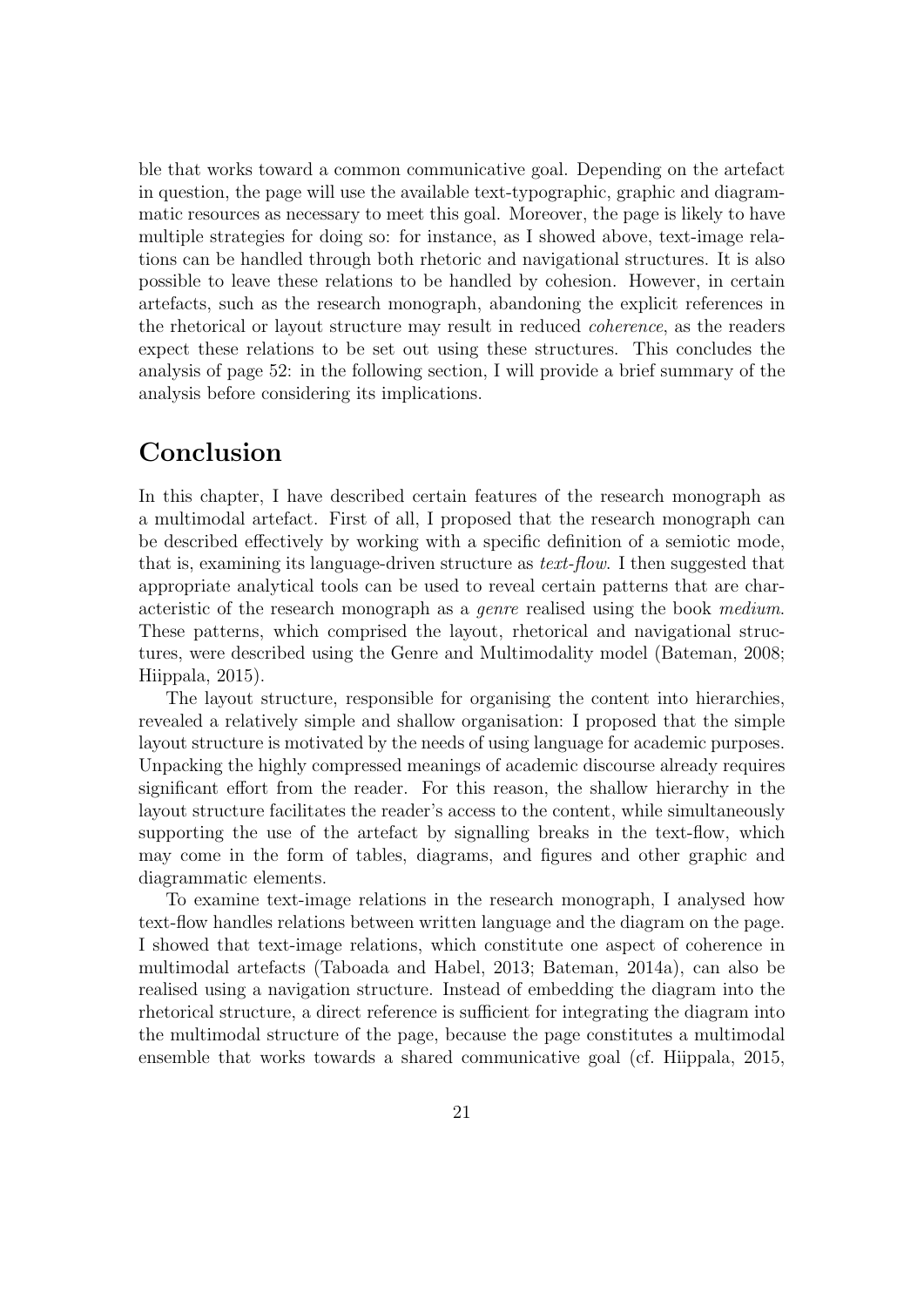ble that works toward a common communicative goal. Depending on the artefact in question, the page will use the available text-typographic, graphic and diagrammatic resources as necessary to meet this goal. Moreover, the page is likely to have multiple strategies for doing so: for instance, as I showed above, text-image relations can be handled through both rhetoric and navigational structures. It is also possible to leave these relations to be handled by cohesion. However, in certain artefacts, such as the research monograph, abandoning the explicit references in the rhetorical or layout structure may result in reduced *coherence*, as the readers expect these relations to be set out using these structures. This concludes the analysis of page 52: in the following section, I will provide a brief summary of the analysis before considering its implications.

## Conclusion

In this chapter, I have described certain features of the research monograph as a multimodal artefact. First of all, I proposed that the research monograph can be described effectively by working with a specific definition of a semiotic mode, that is, examining its language-driven structure as *text-flow*. I then suggested that appropriate analytical tools can be used to reveal certain patterns that are characteristic of the research monograph as a *genre* realised using the book *medium*. These patterns, which comprised the layout, rhetorical and navigational structures, were described using the Genre and Multimodality model (Bateman, 2008; Hiippala, 2015).

The layout structure, responsible for organising the content into hierarchies, revealed a relatively simple and shallow organisation: I proposed that the simple layout structure is motivated by the needs of using language for academic purposes. Unpacking the highly compressed meanings of academic discourse already requires significant effort from the reader. For this reason, the shallow hierarchy in the layout structure facilitates the reader's access to the content, while simultaneously supporting the use of the artefact by signalling breaks in the text-flow, which may come in the form of tables, diagrams, and figures and other graphic and diagrammatic elements.

To examine text-image relations in the research monograph, I analysed how text-flow handles relations between written language and the diagram on the page. I showed that text-image relations, which constitute one aspect of coherence in multimodal artefacts (Taboada and Habel, 2013; Bateman, 2014a), can also be realised using a navigation structure. Instead of embedding the diagram into the rhetorical structure, a direct reference is sufficient for integrating the diagram into the multimodal structure of the page, because the page constitutes a multimodal ensemble that works towards a shared communicative goal (cf. Hiippala, 2015,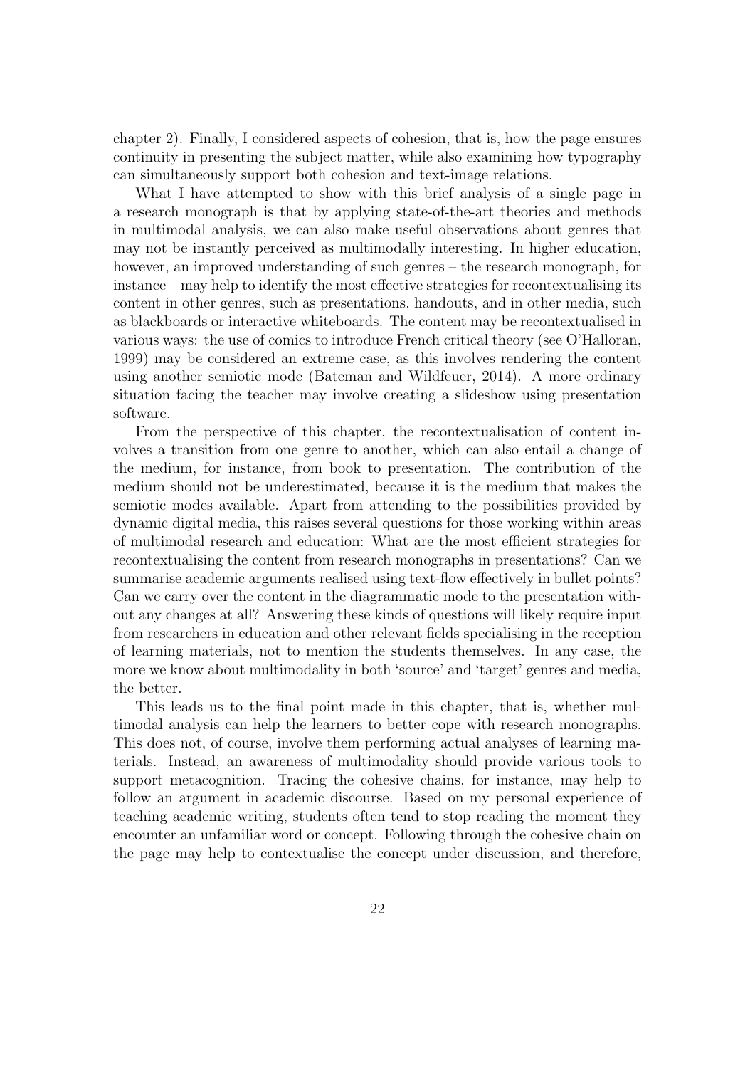chapter 2). Finally, I considered aspects of cohesion, that is, how the page ensures continuity in presenting the subject matter, while also examining how typography can simultaneously support both cohesion and text-image relations.

What I have attempted to show with this brief analysis of a single page in a research monograph is that by applying state-of-the-art theories and methods in multimodal analysis, we can also make useful observations about genres that may not be instantly perceived as multimodally interesting. In higher education, however, an improved understanding of such genres – the research monograph, for instance – may help to identify the most effective strategies for recontextualising its content in other genres, such as presentations, handouts, and in other media, such as blackboards or interactive whiteboards. The content may be recontextualised in various ways: the use of comics to introduce French critical theory (see O'Halloran, 1999) may be considered an extreme case, as this involves rendering the content using another semiotic mode (Bateman and Wildfeuer, 2014). A more ordinary situation facing the teacher may involve creating a slideshow using presentation software.

From the perspective of this chapter, the recontextualisation of content involves a transition from one genre to another, which can also entail a change of the medium, for instance, from book to presentation. The contribution of the medium should not be underestimated, because it is the medium that makes the semiotic modes available. Apart from attending to the possibilities provided by dynamic digital media, this raises several questions for those working within areas of multimodal research and education: What are the most efficient strategies for recontextualising the content from research monographs in presentations? Can we summarise academic arguments realised using text-flow effectively in bullet points? Can we carry over the content in the diagrammatic mode to the presentation without any changes at all? Answering these kinds of questions will likely require input from researchers in education and other relevant fields specialising in the reception of learning materials, not to mention the students themselves. In any case, the more we know about multimodality in both 'source' and 'target' genres and media, the better.

This leads us to the final point made in this chapter, that is, whether multimodal analysis can help the learners to better cope with research monographs. This does not, of course, involve them performing actual analyses of learning materials. Instead, an awareness of multimodality should provide various tools to support metacognition. Tracing the cohesive chains, for instance, may help to follow an argument in academic discourse. Based on my personal experience of teaching academic writing, students often tend to stop reading the moment they encounter an unfamiliar word or concept. Following through the cohesive chain on the page may help to contextualise the concept under discussion, and therefore,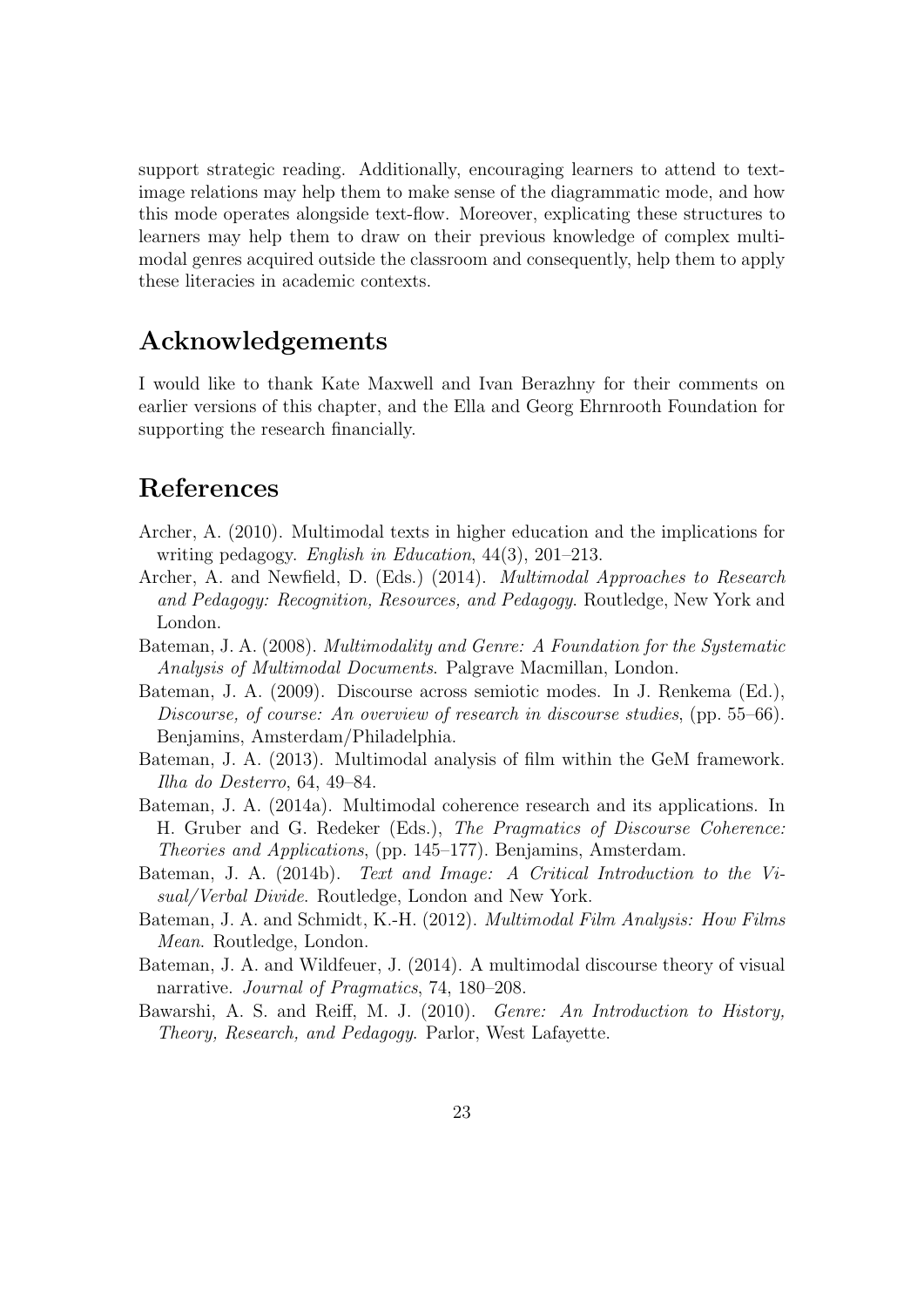support strategic reading. Additionally, encouraging learners to attend to text-image relations may help them to make sense of the diagrammatic mode, and how this mode operates alongside text-flow. Moreover, explicating these structures to learners may help them to draw on their previous knowledge of complex multimodal genres acquired outside the classroom and consequently, help them to apply these literacies in academic contexts.

## Acknowledgements

I would like to thank Kate Maxwell and Ivan Berazhny for their comments on earlier versions of this chapter, and the Ella and Georg Ehrnrooth Foundation for supporting the research financially.

## References

Archer, A. (2010). Multimodal texts in higher education and the implications for writing pedagogy. *English in Education*, 44(3), 201–213.

Archer, A. and Newfield, D. (Eds.) (2014). *Multimodal Approaches to Research and Pedagogy: Recognition, Resources, and Pedagogy*. Routledge, New York and London.

Bateman, J. A. (2008). *Multimodality and Genre: A Foundation for the Systematic Analysis of Multimodal Documents*. Palgrave Macmillan, London.

Bateman, J. A. (2009). Discourse across semiotic modes. In J. Renkema (Ed.), *Discourse, of course: An overview of research in discourse studies*, (pp. 55–66). Benjamins, Amsterdam/Philadelphia.

Bateman, J. A. (2013). Multimodal analysis of film within the GeM framework. *Ilha do Desterro*, 64, 49–84.

Bateman, J. A. (2014a). Multimodal coherence research and its applications. In H. Gruber and G. Redeker (Eds.), *The Pragmatics of Discourse Coherence: Theories and Applications*, (pp. 145–177). Benjamins, Amsterdam.

Bateman, J. A. (2014b). *Text and Image: A Critical Introduction to the Visual/Verbal Divide*. Routledge, London and New York.

Bateman, J. A. and Schmidt, K.-H. (2012). *Multimodal Film Analysis: How Films Mean*. Routledge, London.

Bateman, J. A. and Wildfeuer, J. (2014). A multimodal discourse theory of visual narrative. *Journal of Pragmatics*, 74, 180–208.

Bawarshi, A. S. and Reiff, M. J. (2010). *Genre: An Introduction to History, Theory, Research, and Pedagogy*. Parlor, West Lafayette.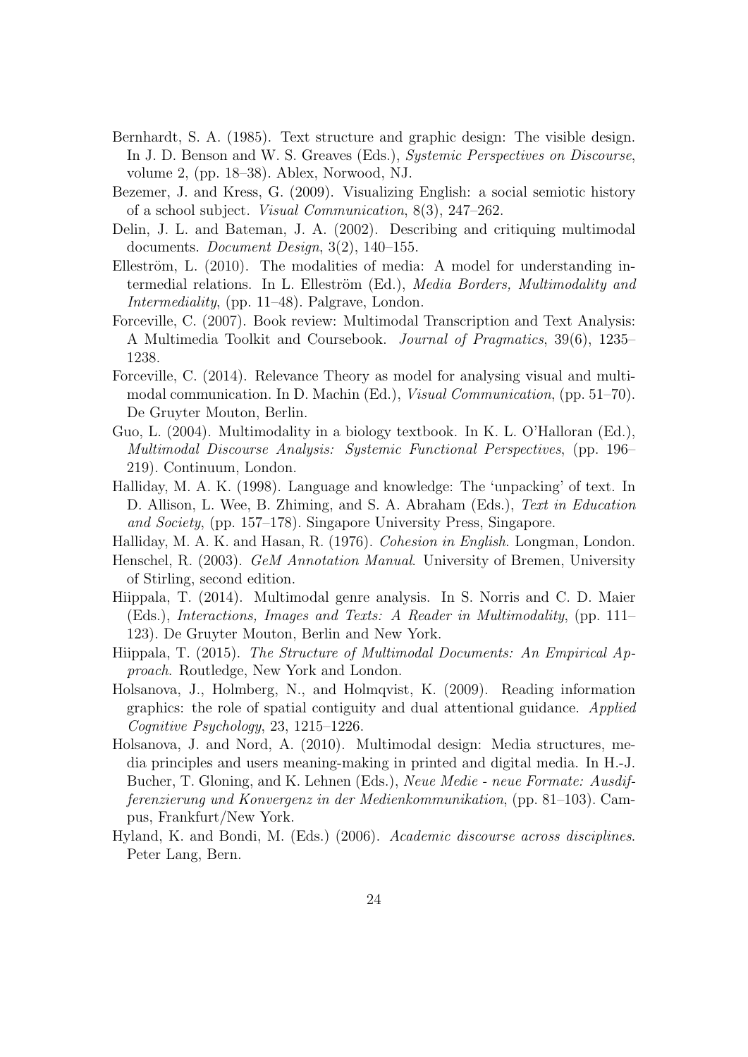Bernhardt, S. A. (1985). Text structure and graphic design: The visible design. In J. D. Benson and W. S. Greaves (Eds.), *Systemic Perspectives on Discourse*, volume 2, (pp. 18–38). Ablex, Norwood, NJ.

Bezemer, J. and Kress, G. (2009). Visualizing English: a social semiotic history of a school subject. *Visual Communication*, 8(3), 247–262.

Delin, J. L. and Bateman, J. A. (2002). Describing and critiquing multimodal documents. *Document Design*, 3(2), 140–155.

Elleström, L. (2010). The modalities of media: A model for understanding intermedial relations. In L. Elleström (Ed.), *Media Borders, Multimodality and Intermediality*, (pp. 11–48). Palgrave, London.

Forceville, C. (2007). Book review: Multimodal Transcription and Text Analysis: A Multimedia Toolkit and Coursebook. *Journal of Pragmatics*, 39(6), 1235–1238.

Forceville, C. (2014). Relevance Theory as model for analysing visual and multimodal communication. In D. Machin (Ed.), *Visual Communication*, (pp. 51–70). De Gruyter Mouton, Berlin.

Guo, L. (2004). Multimodality in a biology textbook. In K. L. O'Halloran (Ed.), *Multimodal Discourse Analysis: Systemic Functional Perspectives*, (pp. 196–219). Continuum, London.

Halliday, M. A. K. (1998). Language and knowledge: The 'unpacking' of text. In D. Allison, L. Wee, B. Zhiming, and S. A. Abraham (Eds.), *Text in Education and Society*, (pp. 157–178). Singapore University Press, Singapore.

Halliday, M. A. K. and Hasan, R. (1976). *Cohesion in English*. Longman, London.

Henschel, R. (2003). *GeM Annotation Manual*. University of Bremen, University of Stirling, second edition.

Hiippala, T. (2014). Multimodal genre analysis. In S. Norris and C. D. Maier (Eds.), *Interactions, Images and Texts: A Reader in Multimodality*, (pp. 111–123). De Gruyter Mouton, Berlin and New York.

Hiippala, T. (2015). *The Structure of Multimodal Documents: An Empirical Approach*. Routledge, New York and London.

Holsanova, J., Holmberg, N., and Holmqvist, K. (2009). Reading information graphics: the role of spatial contiguity and dual attentional guidance. *Applied Cognitive Psychology*, 23, 1215–1226.

Holsanova, J. and Nord, A. (2010). Multimodal design: Media structures, media principles and users meaning-making in printed and digital media. In H.-J. Bucher, T. Gloning, and K. Lehnen (Eds.), *Neue Medie - neue Formate: Ausdifferenzierung und Konvergenz in der Medienkommunikation*, (pp. 81–103). Campus, Frankfurt/New York.

Hyland, K. and Bondi, M. (Eds.) (2006). *Academic discourse across disciplines*. Peter Lang, Bern.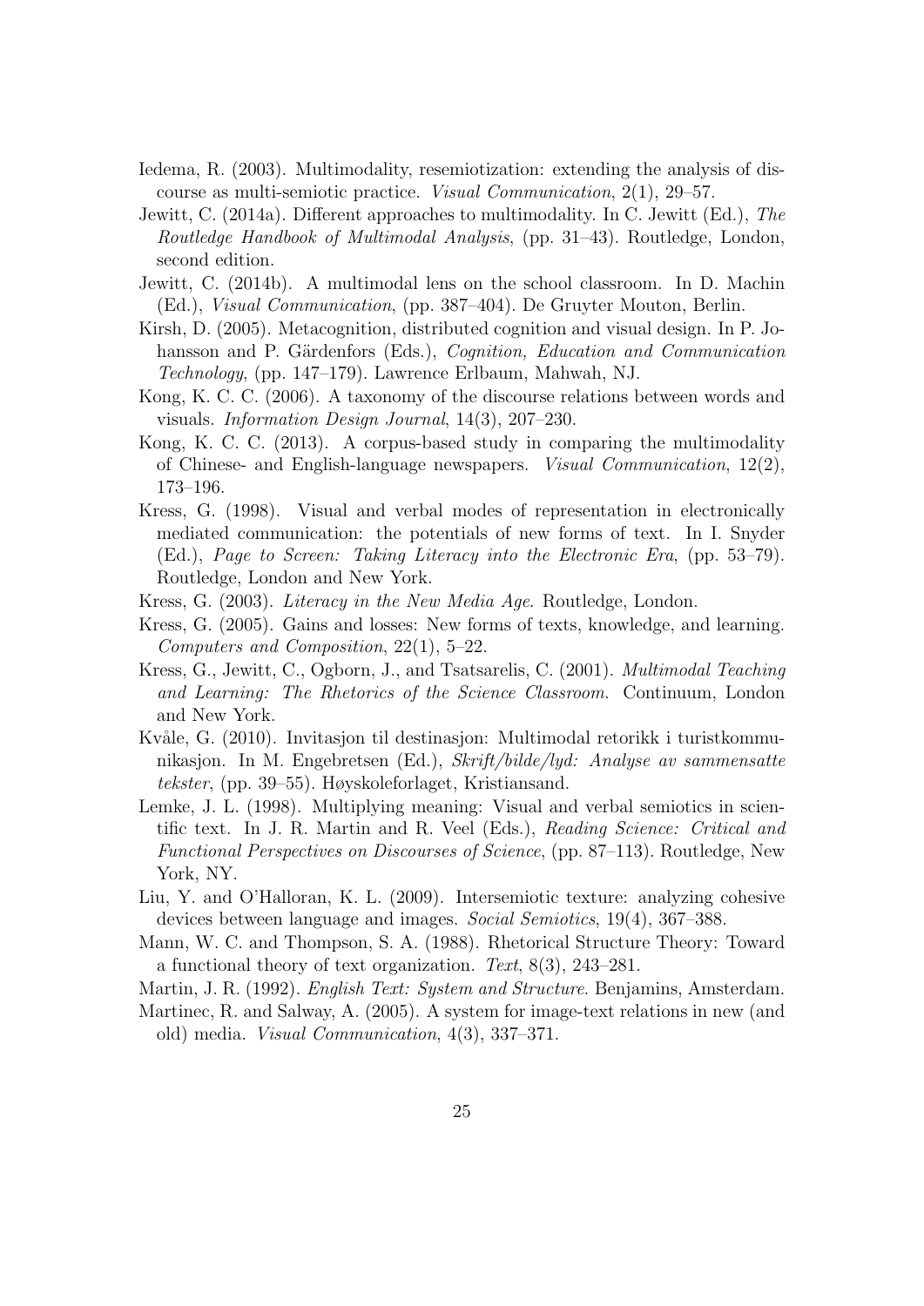Iedema, R. (2003). Multimodality, resemiotization: extending the analysis of discourse as multi-semiotic practice. *Visual Communication*, 2(1), 29–57.

Jewitt, C. (2014a). Different approaches to multimodality. In C. Jewitt (Ed.), *The Routledge Handbook of Multimodal Analysis*, (pp. 31–43). Routledge, London, second edition.

Jewitt, C. (2014b). A multimodal lens on the school classroom. In D. Machin (Ed.), *Visual Communication*, (pp. 387–404). De Gruyter Mouton, Berlin.

Kirsh, D. (2005). Metacognition, distributed cognition and visual design. In P. Johansson and P. Gärdenfors (Eds.), *Cognition, Education and Communication Technology*, (pp. 147–179). Lawrence Erlbaum, Mahwah, NJ.

Kong, K. C. C. (2006). A taxonomy of the discourse relations between words and visuals. *Information Design Journal*, 14(3), 207–230.

Kong, K. C. C. (2013). A corpus-based study in comparing the multimodality of Chinese- and English-language newspapers. *Visual Communication*, 12(2), 173–196.

Kress, G. (1998). Visual and verbal modes of representation in electronically mediated communication: the potentials of new forms of text. In I. Snyder (Ed.), *Page to Screen: Taking Literacy into the Electronic Era*, (pp. 53–79). Routledge, London and New York.

Kress, G. (2003). *Literacy in the New Media Age*. Routledge, London.

Kress, G. (2005). Gains and losses: New forms of texts, knowledge, and learning. *Computers and Composition*, 22(1), 5–22.

Kress, G., Jewitt, C., Ogborn, J., and Tsatsarelis, C. (2001). *Multimodal Teaching and Learning: The Rhetorics of the Science Classroom*. Continuum, London and New York.

Kvåle, G. (2010). Invitasjon til destinasjon: Multimodal retorikk i turistkommunikasjon. In M. Engebretsen (Ed.), *Skrift/bilde/lyd: Analyse av sammensatte tekster*, (pp. 39–55). Høyskoleforlaget, Kristiansand.

Lemke, J. L. (1998). Multiplying meaning: Visual and verbal semiotics in scientific text. In J. R. Martin and R. Veel (Eds.), *Reading Science: Critical and Functional Perspectives on Discourses of Science*, (pp. 87–113). Routledge, New York, NY.

Liu, Y. and O'Halloran, K. L. (2009). Intersemiotic texture: analyzing cohesive devices between language and images. *Social Semiotics*, 19(4), 367–388.

Mann, W. C. and Thompson, S. A. (1988). Rhetorical Structure Theory: Toward a functional theory of text organization. *Text*, 8(3), 243–281.

Martin, J. R. (1992). *English Text: System and Structure*. Benjamins, Amsterdam.

Martinec, R. and Salway, A. (2005). A system for image-text relations in new (and old) media. *Visual Communication*, 4(3), 337–371.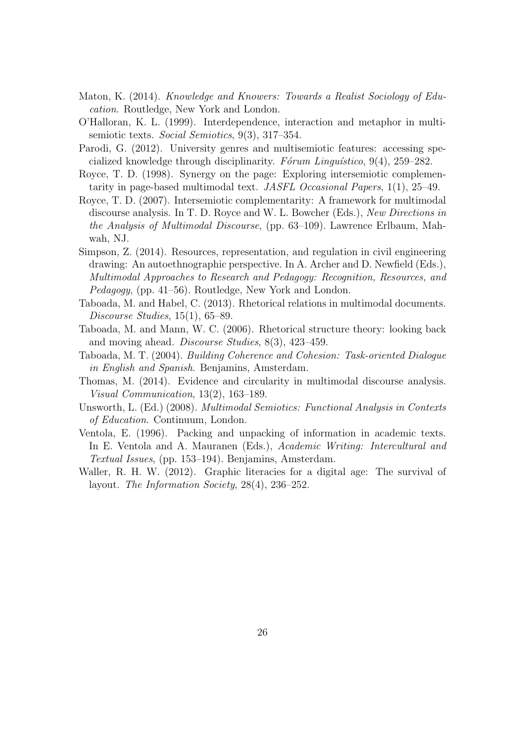Maton, K. (2014). *Knowledge and Knowers: Towards a Realist Sociology of Education*. Routledge, New York and London.

O'Halloran, K. L. (1999). Interdependence, interaction and metaphor in multisemiotic texts. *Social Semiotics*, 9(3), 317–354.

Parodi, G. (2012). University genres and multisemiotic features: accessing specialized knowledge through disciplinarity. *Fórum Linguístico*, 9(4), 259–282.

Royce, T. D. (1998). Synergy on the page: Exploring intersemiotic complementarity in page-based multimodal text. *JASFL Occasional Papers*, 1(1), 25–49.

Royce, T. D. (2007). Intersemiotic complementarity: A framework for multimodal discourse analysis. In T. D. Royce and W. L. Bowcher (Eds.), *New Directions in the Analysis of Multimodal Discourse*, (pp. 63–109). Lawrence Erlbaum, Mahwah, NJ.

Simpson, Z. (2014). Resources, representation, and regulation in civil engineering drawing: An autoethnographic perspective. In A. Archer and D. Newfield (Eds.), *Multimodal Approaches to Research and Pedagogy: Recognition, Resources, and Pedagogy*, (pp. 41–56). Routledge, New York and London.

Taboada, M. and Habel, C. (2013). Rhetorical relations in multimodal documents. *Discourse Studies*, 15(1), 65–89.

Taboada, M. and Mann, W. C. (2006). Rhetorical structure theory: looking back and moving ahead. *Discourse Studies*, 8(3), 423–459.

Taboada, M. T. (2004). *Building Coherence and Cohesion: Task-oriented Dialogue in English and Spanish*. Benjamins, Amsterdam.

Thomas, M. (2014). Evidence and circularity in multimodal discourse analysis. *Visual Communication*, 13(2), 163–189.

Unsworth, L. (Ed.) (2008). *Multimodal Semiotics: Functional Analysis in Contexts of Education*. Continuum, London.

Ventola, E. (1996). Packing and unpacking of information in academic texts. In E. Ventola and A. Mauranen (Eds.), *Academic Writing: Intercultural and Textual Issues*, (pp. 153–194). Benjamins, Amsterdam.

Waller, R. H. W. (2012). Graphic literacies for a digital age: The survival of layout. *The Information Society*, 28(4), 236–252.